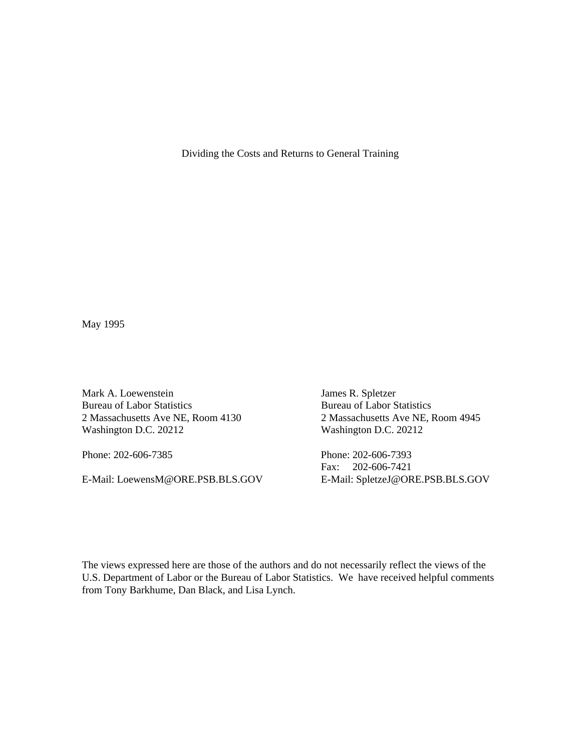# Dividing the Costs and Returns to General Training

May 1995

Mark A. Loewenstein
Bureau of Labor Statistics
2 Massachusetts Ave NE, Room 4130
Washington D.C. 20212

Phone: 202-606-7385

E-Mail: LoewensM@ORE.PSB.BLS.GOV

James R. Spletzer
Bureau of Labor Statistics
2 Massachusetts Ave NE, Room 4945
Washington D.C. 20212

Phone: 202-606-7393
Fax: 202-606-7421
E-Mail: SpletzeJ@ORE.PSB.BLS.GOV

The views expressed here are those of the authors and do not necessarily reflect the views of the U.S. Department of Labor or the Bureau of Labor Statistics. We have received helpful comments from Tony Barkhume, Dan Black, and Lisa Lynch.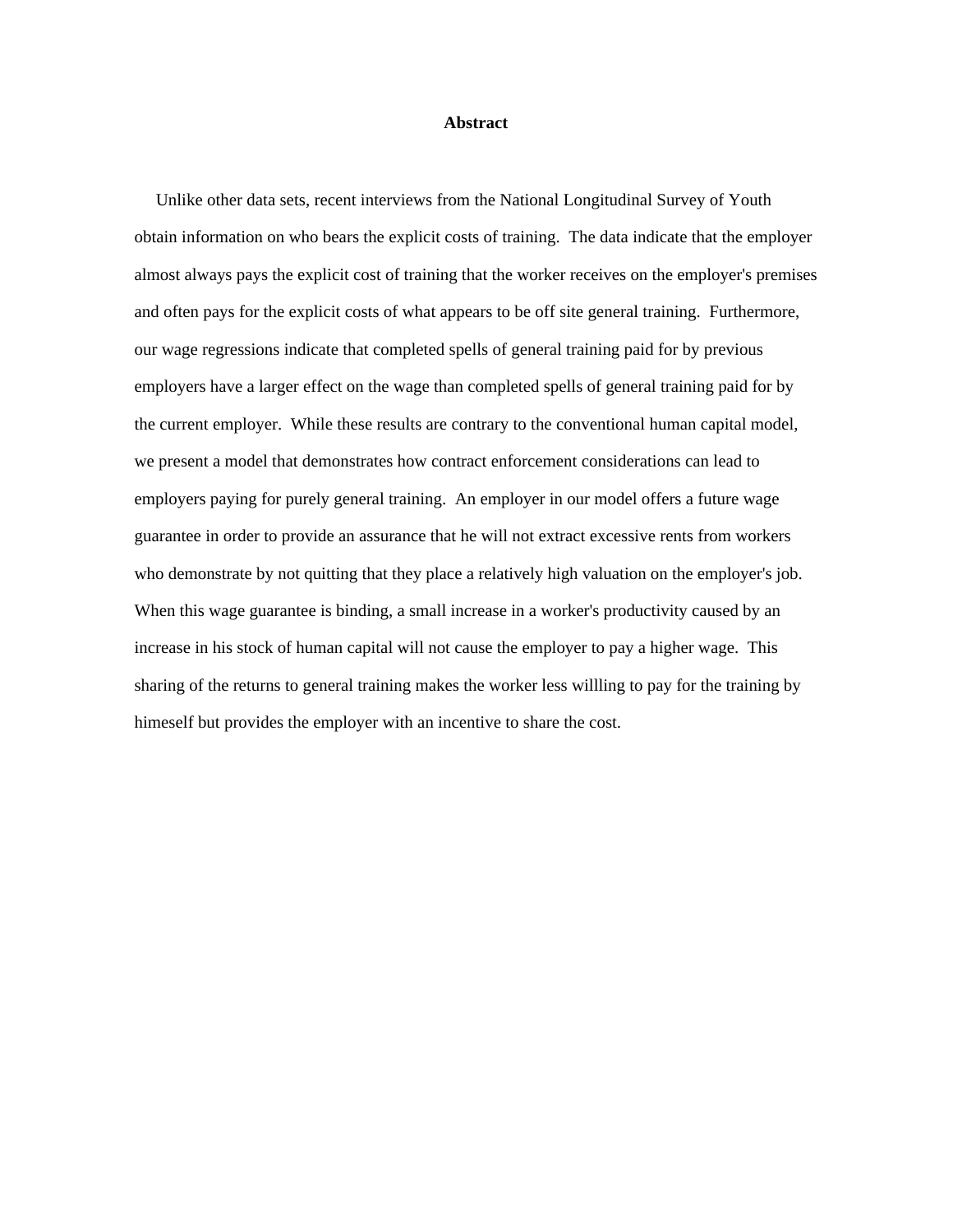## Abstract

Unlike other data sets, recent interviews from the National Longitudinal Survey of Youth obtain information on who bears the explicit costs of training. The data indicate that the employer almost always pays the explicit cost of training that the worker receives on the employer's premises and often pays for the explicit costs of what appears to be off site general training. Furthermore, our wage regressions indicate that completed spells of general training paid for by previous employers have a larger effect on the wage than completed spells of general training paid for by the current employer. While these results are contrary to the conventional human capital model, we present a model that demonstrates how contract enforcement considerations can lead to employers paying for purely general training. An employer in our model offers a future wage guarantee in order to provide an assurance that he will not extract excessive rents from workers who demonstrate by not quitting that they place a relatively high valuation on the employer's job. When this wage guarantee is binding, a small increase in a worker's productivity caused by an increase in his stock of human capital will not cause the employer to pay a higher wage. This sharing of the returns to general training makes the worker less willling to pay for the training by himeself but provides the employer with an incentive to share the cost.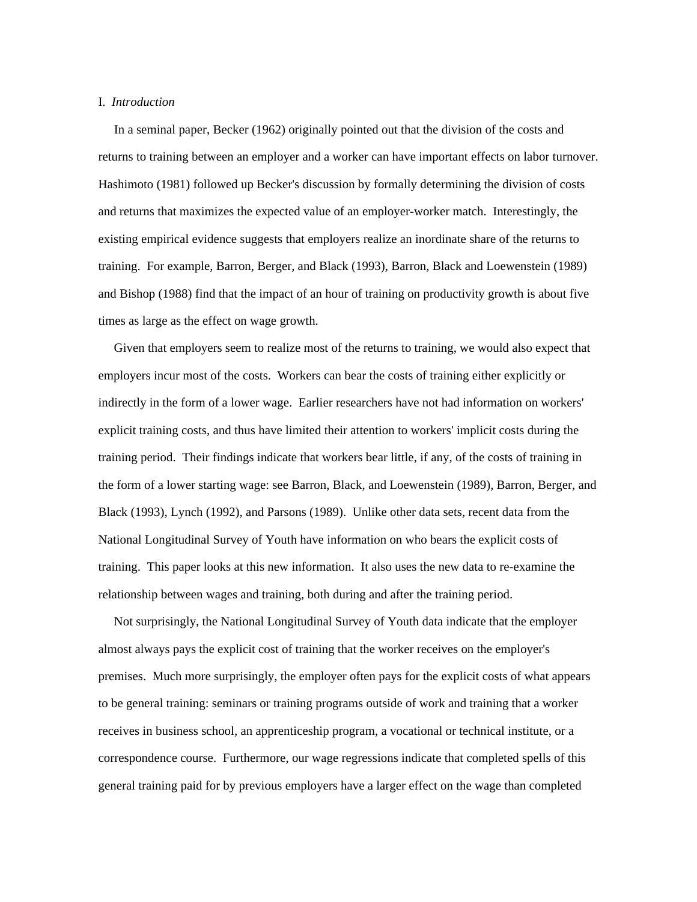## I. *Introduction*

In a seminal paper, Becker (1962) originally pointed out that the division of the costs and returns to training between an employer and a worker can have important effects on labor turnover. Hashimoto (1981) followed up Becker's discussion by formally determining the division of costs and returns that maximizes the expected value of an employer-worker match. Interestingly, the existing empirical evidence suggests that employers realize an inordinate share of the returns to training. For example, Barron, Berger, and Black (1993), Barron, Black and Loewenstein (1989) and Bishop (1988) find that the impact of an hour of training on productivity growth is about five times as large as the effect on wage growth.

Given that employers seem to realize most of the returns to training, we would also expect that employers incur most of the costs. Workers can bear the costs of training either explicitly or indirectly in the form of a lower wage. Earlier researchers have not had information on workers' explicit training costs, and thus have limited their attention to workers' implicit costs during the training period. Their findings indicate that workers bear little, if any, of the costs of training in the form of a lower starting wage: see Barron, Black, and Loewenstein (1989), Barron, Berger, and Black (1993), Lynch (1992), and Parsons (1989). Unlike other data sets, recent data from the National Longitudinal Survey of Youth have information on who bears the explicit costs of training. This paper looks at this new information. It also uses the new data to re-examine the relationship between wages and training, both during and after the training period.

Not surprisingly, the National Longitudinal Survey of Youth data indicate that the employer almost always pays the explicit cost of training that the worker receives on the employer's premises. Much more surprisingly, the employer often pays for the explicit costs of what appears to be general training: seminars or training programs outside of work and training that a worker receives in business school, an apprenticeship program, a vocational or technical institute, or a correspondence course. Furthermore, our wage regressions indicate that completed spells of this general training paid for by previous employers have a larger effect on the wage than completed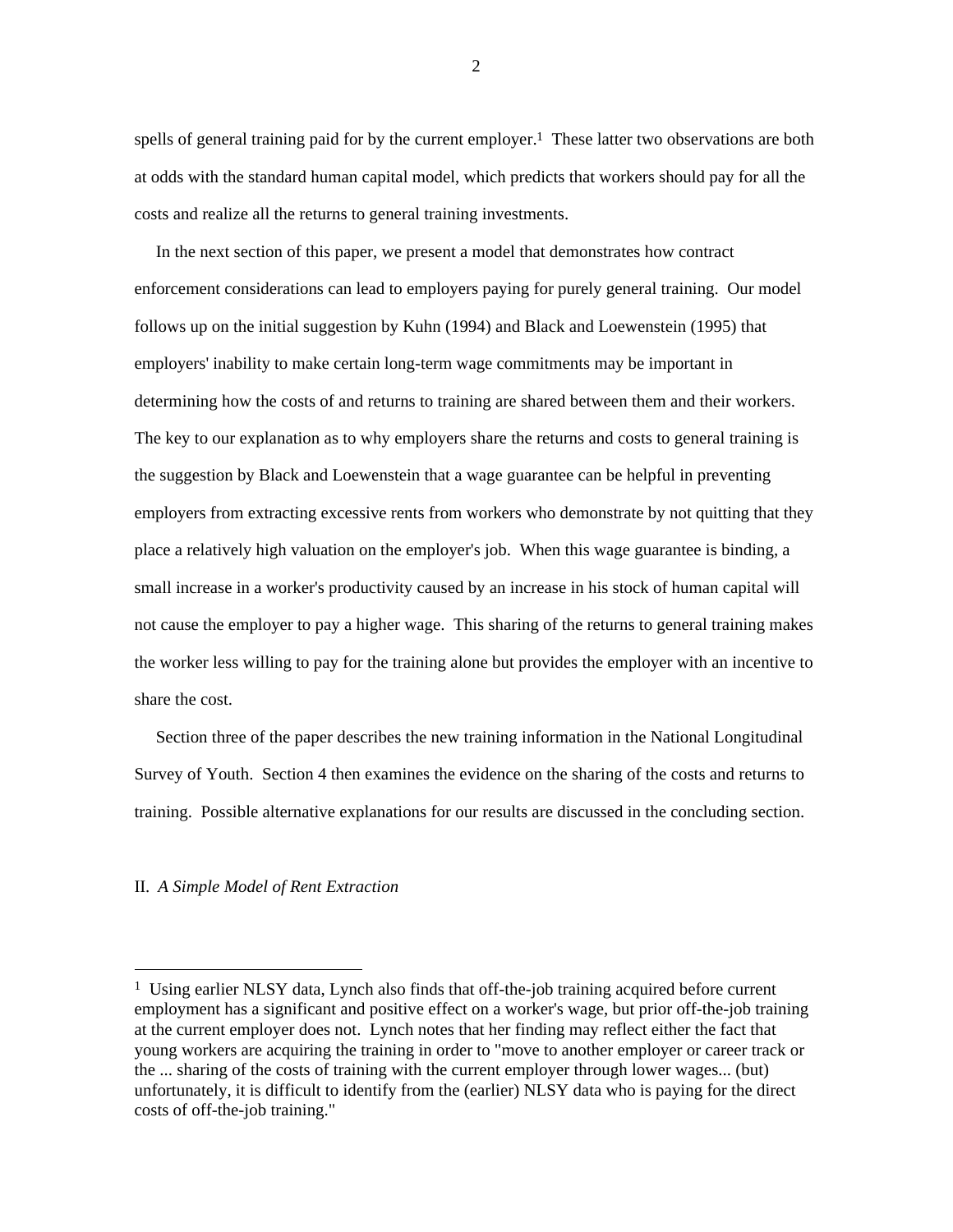spells of general training paid for by the current employer.[1] These latter two observations are both at odds with the standard human capital model, which predicts that workers should pay for all the costs and realize all the returns to general training investments.

In the next section of this paper, we present a model that demonstrates how contract enforcement considerations can lead to employers paying for purely general training. Our model follows up on the initial suggestion by Kuhn (1994) and Black and Loewenstein (1995) that employers' inability to make certain long-term wage commitments may be important in determining how the costs of and returns to training are shared between them and their workers. The key to our explanation as to why employers share the returns and costs to general training is the suggestion by Black and Loewenstein that a wage guarantee can be helpful in preventing employers from extracting excessive rents from workers who demonstrate by not quitting that they place a relatively high valuation on the employer's job. When this wage guarantee is binding, a small increase in a worker's productivity caused by an increase in his stock of human capital will not cause the employer to pay a higher wage. This sharing of the returns to general training makes the worker less willing to pay for the training alone but provides the employer with an incentive to share the cost.

Section three of the paper describes the new training information in the National Longitudinal Survey of Youth. Section 4 then examines the evidence on the sharing of the costs and returns to training. Possible alternative explanations for our results are discussed in the concluding section.

## II. *A Simple Model of Rent Extraction*

---

[1] Using earlier NLSY data, Lynch also finds that off-the-job training acquired before current employment has a significant and positive effect on a worker's wage, but prior off-the-job training at the current employer does not. Lynch notes that her finding may reflect either the fact that young workers are acquiring the training in order to "move to another employer or career track or the ... sharing of the costs of training with the current employer through lower wages... (but) unfortunately, it is difficult to identify from the (earlier) NLSY data who is paying for the direct costs of off-the-job training."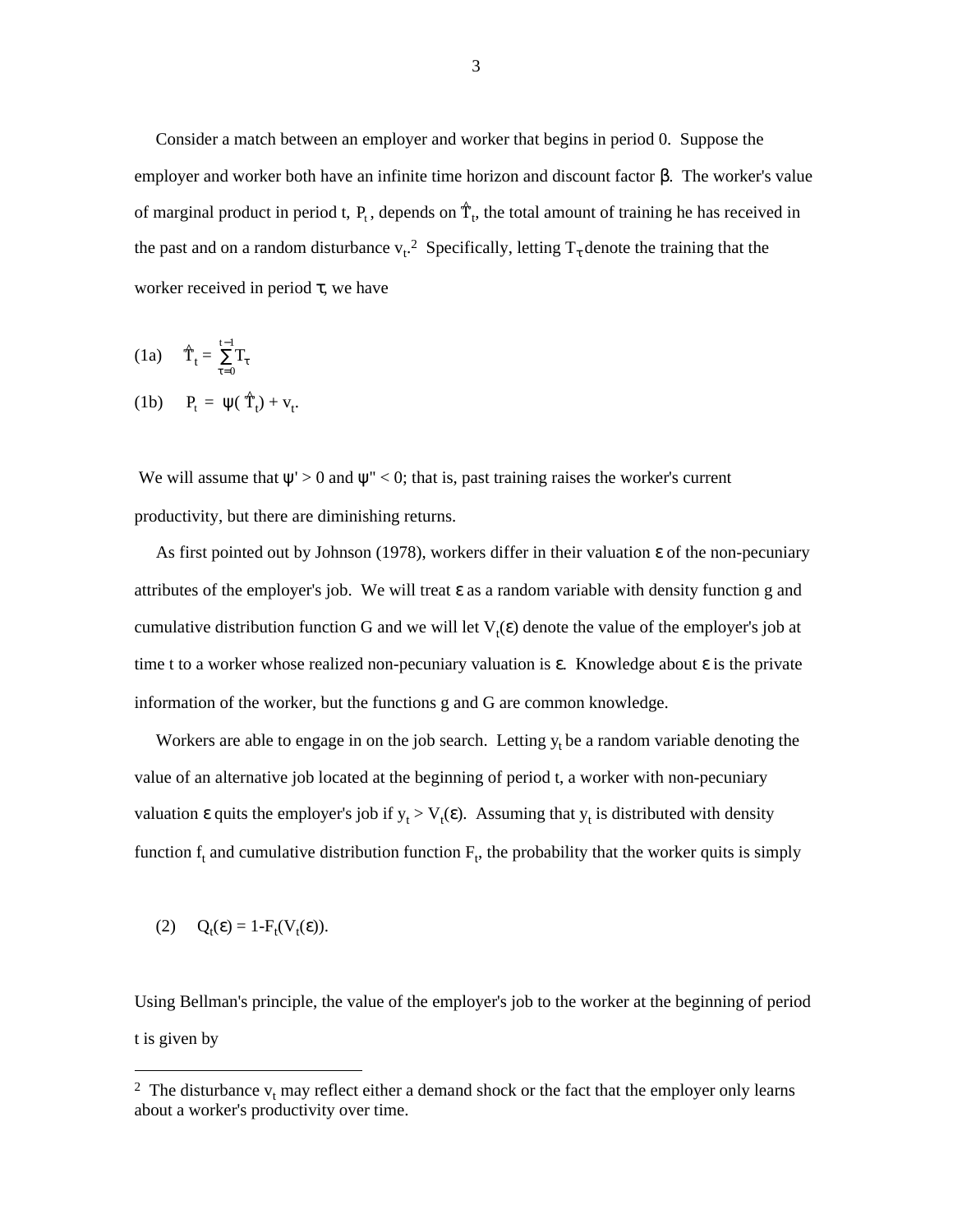Consider a match between an employer and worker that begins in period 0. Suppose the employer and worker both have an infinite time horizon and discount factor β. The worker's value of marginal product in period t, $P_t$, depends on $\hat{T}_t$, the total amount of training he has received in the past and on a random disturbance $v_t$.[2] Specifically, letting $T_\tau$ denote the training that the worker received in period τ, we have

$$\text{(1a)} \quad \hat{T}_t = \sum_{\tau=0}^{t-1} T_\tau$$

$$\text{(1b)} \quad P_t = \psi(\hat{T}_t) + v_t.$$

We will assume that $\psi' > 0$ and $\psi'' < 0$; that is, past training raises the worker's current productivity, but there are diminishing returns.

As first pointed out by Johnson (1978), workers differ in their valuation ε of the non-pecuniary attributes of the employer's job. We will treat ε as a random variable with density function g and cumulative distribution function G and we will let $V_t(\varepsilon)$ denote the value of the employer's job at time t to a worker whose realized non-pecuniary valuation is ε. Knowledge about ε is the private information of the worker, but the functions g and G are common knowledge.

Workers are able to engage in on the job search. Letting $y_t$ be a random variable denoting the value of an alternative job located at the beginning of period t, a worker with non-pecuniary valuation ε quits the employer's job if $y_t > V_t(\varepsilon)$. Assuming that $y_t$ is distributed with density function $f_t$ and cumulative distribution function $F_t$, the probability that the worker quits is simply

$$\text{(2)} \quad Q_t(\varepsilon) = 1 - F_t(V_t(\varepsilon)).$$

Using Bellman's principle, the value of the employer's job to the worker at the beginning of period t is given by

---

[2] The disturbance $v_t$ may reflect either a demand shock or the fact that the employer only learns about a worker's productivity over time.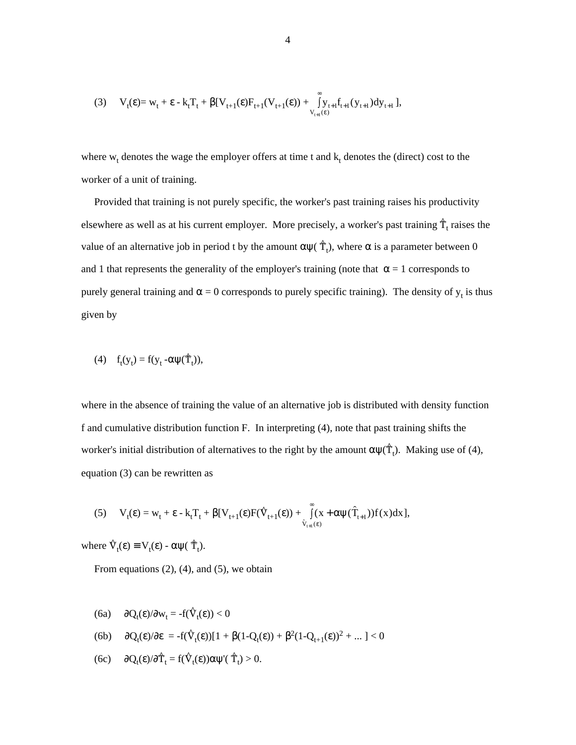$$(3) \quad V_t(\varepsilon) = w_t + \varepsilon - k_tT_t + \beta[V_{t+1}(\varepsilon)F_{t+1}(V_{t+1}(\varepsilon)) + \int_{V_{t+1}(\varepsilon)}^{\infty} y_{t+1}f_{t+1}(y_{t+1})dy_{t+1}],$$

where $w_t$ denotes the wage the employer offers at time t and $k_t$ denotes the (direct) cost to the worker of a unit of training.

Provided that training is not purely specific, the worker's past training raises his productivity elsewhere as well as at his current employer. More precisely, a worker's past training $\hat{T}_t$ raises the value of an alternative job in period t by the amount $\alpha\psi(\hat{T}_t)$, where $\alpha$ is a parameter between 0 and 1 that represents the generality of the employer's training (note that $\alpha = 1$ corresponds to purely general training and $\alpha = 0$ corresponds to purely specific training). The density of $y_t$ is thus given by

$$(4) \quad f_t(y_t) = f(y_t - \alpha\psi(\hat{T}_t)),$$

where in the absence of training the value of an alternative job is distributed with density function f and cumulative distribution function F. In interpreting (4), note that past training shifts the worker's initial distribution of alternatives to the right by the amount $\alpha\psi(\hat{T}_t)$. Making use of (4), equation (3) can be rewritten as

$$(5) \quad V_t(\varepsilon) = w_t + \varepsilon - k_tT_t + \beta[V_{t+1}(\varepsilon)F(\hat{V}_{t+1}(\varepsilon)) + \int_{\hat{V}_{t+1}(\varepsilon)}^{\infty} (x + \alpha\psi(\hat{T}_{t+1}))f(x)dx],$$

where $\hat{V}_t(\varepsilon) \equiv V_t(\varepsilon) - \alpha\psi(\hat{T}_t)$.

From equations (2), (4), and (5), we obtain

$$(6a) \quad \partial Q_t(\varepsilon)/\partial w_t = -f(\hat{V}_t(\varepsilon)) < 0$$

$$(6b) \quad \partial Q_t(\varepsilon)/\partial \varepsilon = -f(\hat{V}_t(\varepsilon))[1 + \beta(1-Q_t(\varepsilon)) + \beta^2(1-Q_{t+1}(\varepsilon))^2 + \ldots] < 0$$

$$(6c) \quad \partial Q_t(\varepsilon)/\partial \hat{T}_t = f(\hat{V}_t(\varepsilon))\alpha\psi'(\hat{T}_t) > 0.$$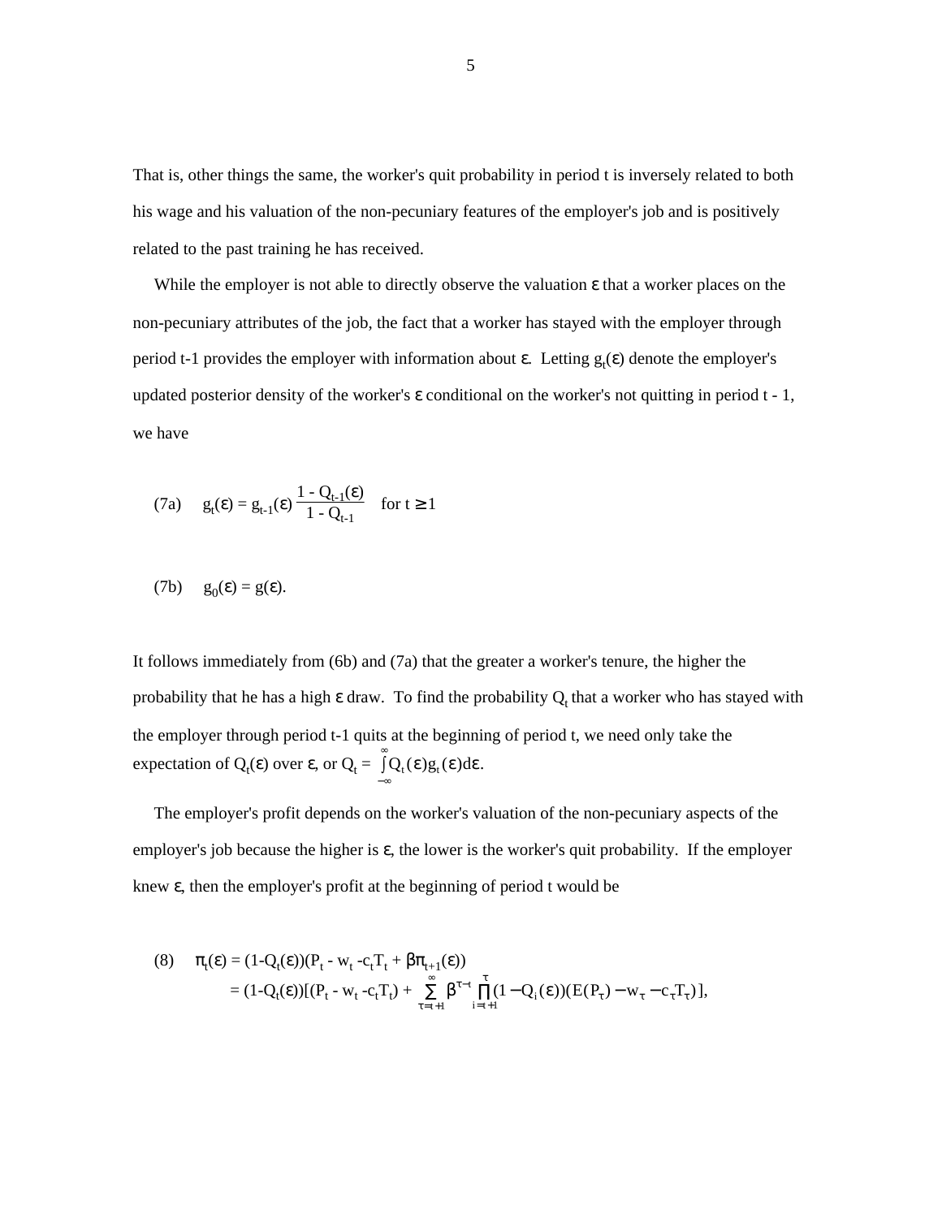That is, other things the same, the worker's quit probability in period t is inversely related to both his wage and his valuation of the non-pecuniary features of the employer's job and is positively related to the past training he has received.

While the employer is not able to directly observe the valuation $\varepsilon$ that a worker places on the non-pecuniary attributes of the job, the fact that a worker has stayed with the employer through period t-1 provides the employer with information about $\varepsilon$. Letting $g_t(\varepsilon)$ denote the employer's updated posterior density of the worker's $\varepsilon$ conditional on the worker's not quitting in period t - 1, we have

$$\text{(7a)} \quad g_t(\varepsilon) = g_{t-1}(\varepsilon)\,\frac{1 - Q_{t-1}(\varepsilon)}{1 - Q_{t-1}} \quad \text{for } t \geq 1$$

$$\text{(7b)} \quad g_0(\varepsilon) = g(\varepsilon).$$

It follows immediately from (6b) and (7a) that the greater a worker's tenure, the higher the probability that he has a high $\varepsilon$ draw. To find the probability $Q_t$ that a worker who has stayed with the employer through period t-1 quits at the beginning of period t, we need only take the expectation of $Q_t(\varepsilon)$ over $\varepsilon$, or $Q_t = \int_{-\infty}^{\infty} Q_t(\varepsilon) g_t(\varepsilon) d\varepsilon$.

The employer's profit depends on the worker's valuation of the non-pecuniary aspects of the employer's job because the higher is $\varepsilon$, the lower is the worker's quit probability. If the employer knew $\varepsilon$, then the employer's profit at the beginning of period t would be

$$\text{(8)} \quad \pi_t(\varepsilon) = (1-Q_t(\varepsilon))(P_t - w_t - c_t T_t + \beta\pi_{t+1}(\varepsilon))$$
$$= (1-Q_t(\varepsilon))[(P_t - w_t - c_t T_t) + \sum_{\tau=t+1}^{\infty} \beta^{\tau-t} \prod_{i=t+1}^{\tau} (1 - Q_i(\varepsilon))(E(P_\tau) - w_\tau - c_\tau T_\tau)],$$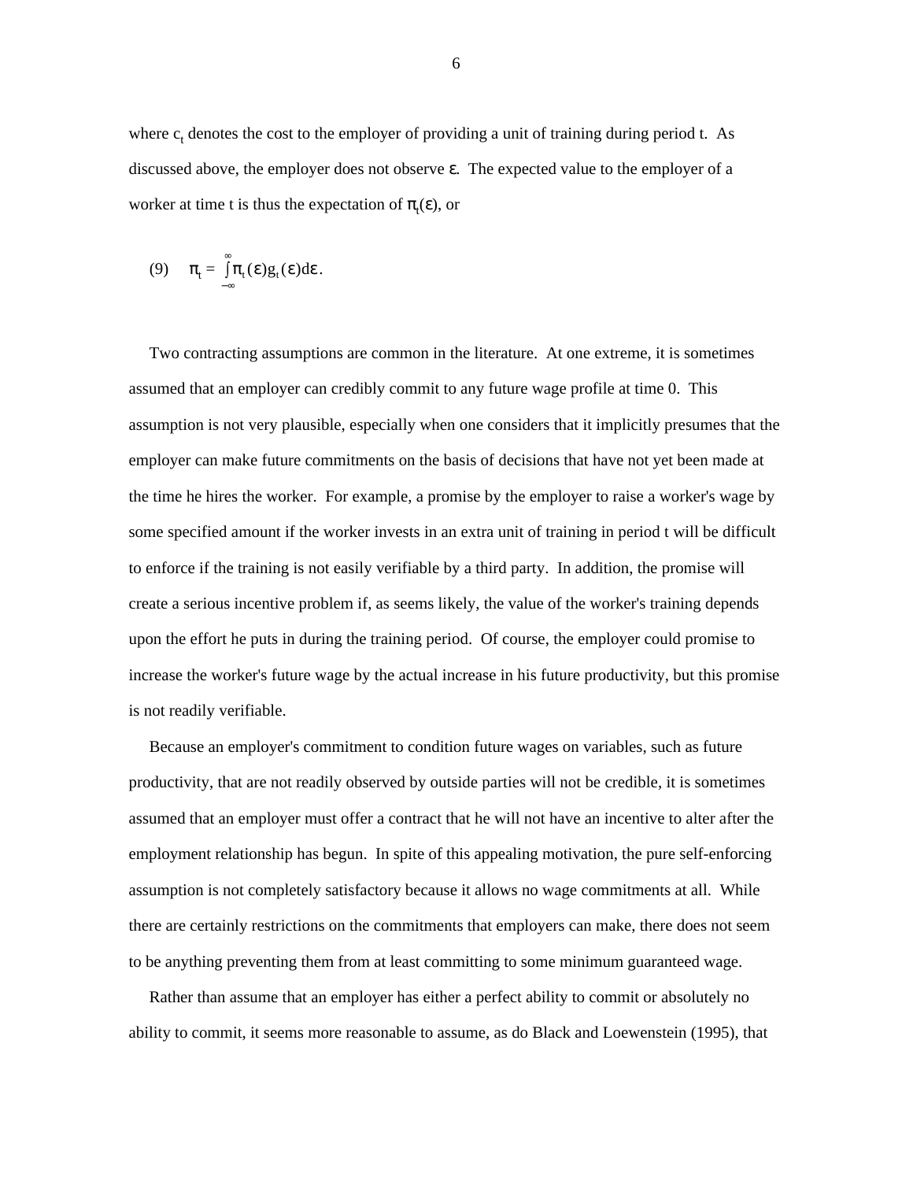where $c_t$ denotes the cost to the employer of providing a unit of training during period t. As discussed above, the employer does not observe $\varepsilon$. The expected value to the employer of a worker at time t is thus the expectation of $\pi_t(\varepsilon)$, or

$$(9) \quad \pi_t = \int_{-\infty}^{\infty} \pi_t(\varepsilon) g_t(\varepsilon) d\varepsilon .$$

Two contracting assumptions are common in the literature. At one extreme, it is sometimes assumed that an employer can credibly commit to any future wage profile at time 0. This assumption is not very plausible, especially when one considers that it implicitly presumes that the employer can make future commitments on the basis of decisions that have not yet been made at the time he hires the worker. For example, a promise by the employer to raise a worker's wage by some specified amount if the worker invests in an extra unit of training in period t will be difficult to enforce if the training is not easily verifiable by a third party. In addition, the promise will create a serious incentive problem if, as seems likely, the value of the worker's training depends upon the effort he puts in during the training period. Of course, the employer could promise to increase the worker's future wage by the actual increase in his future productivity, but this promise is not readily verifiable.

Because an employer's commitment to condition future wages on variables, such as future productivity, that are not readily observed by outside parties will not be credible, it is sometimes assumed that an employer must offer a contract that he will not have an incentive to alter after the employment relationship has begun. In spite of this appealing motivation, the pure self-enforcing assumption is not completely satisfactory because it allows no wage commitments at all. While there are certainly restrictions on the commitments that employers can make, there does not seem to be anything preventing them from at least committing to some minimum guaranteed wage.

Rather than assume that an employer has either a perfect ability to commit or absolutely no ability to commit, it seems more reasonable to assume, as do Black and Loewenstein (1995), that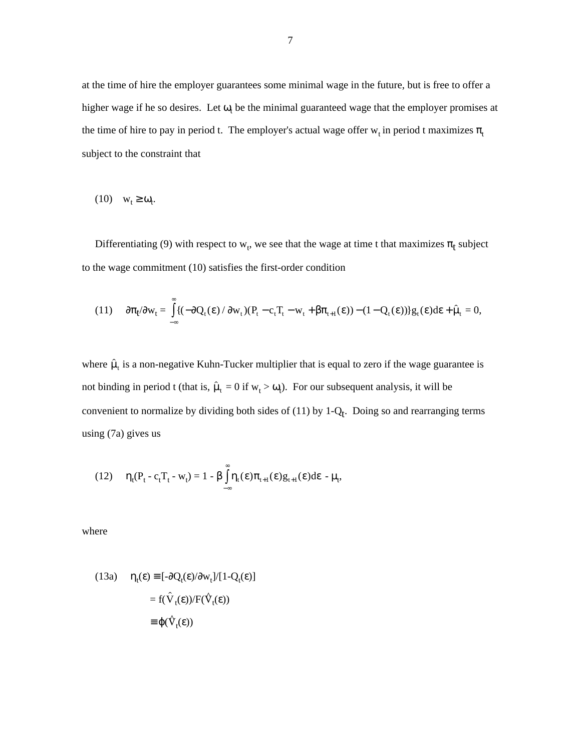at the time of hire the employer guarantees some minimal wage in the future, but is free to offer a higher wage if he so desires. Let $\omega_t$ be the minimal guaranteed wage that the employer promises at the time of hire to pay in period t. The employer's actual wage offer $w_t$ in period t maximizes $\pi_t$ subject to the constraint that

$$\text{(10)} \quad w_t \geq \omega_t.$$

Differentiating (9) with respect to $w_t$, we see that the wage at time t that maximizes $\pi_t$ subject to the wage commitment (10) satisfies the first-order condition

$$\text{(11)} \quad \partial\pi_t/\partial w_t = \int_{-\infty}^{\infty}\{(-\partial Q_t(\varepsilon)/\partial w_t)(P_t - c_t T_t - w_t + \beta\pi_{t+1}(\varepsilon)) - (1 - Q_t(\varepsilon))\}g_t(\varepsilon)d\varepsilon + \hat{\mu}_t = 0,$$

where $\hat{\mu}_t$ is a non-negative Kuhn-Tucker multiplier that is equal to zero if the wage guarantee is not binding in period t (that is, $\hat{\mu}_t = 0$ if $w_t > \omega_t$). For our subsequent analysis, it will be convenient to normalize by dividing both sides of (11) by $1-Q_t$. Doing so and rearranging terms using (7a) gives us

$$\text{(12)} \quad \eta_t(P_t - c_t T_t - w_t) = 1 - \beta\int_{-\infty}^{\infty}\eta_t(\varepsilon)\pi_{t+1}(\varepsilon)g_{t+1}(\varepsilon)d\varepsilon - \mu_t,$$

where

$$\text{(13a)} \quad \eta_t(\varepsilon) \equiv [-\partial Q_t(\varepsilon)/\partial w_t]/[1-Q_t(\varepsilon)]$$
$$= f(\hat{V}_t(\varepsilon))/F(\hat{V}_t(\varepsilon))$$
$$\equiv \phi(\hat{V}_t(\varepsilon))$$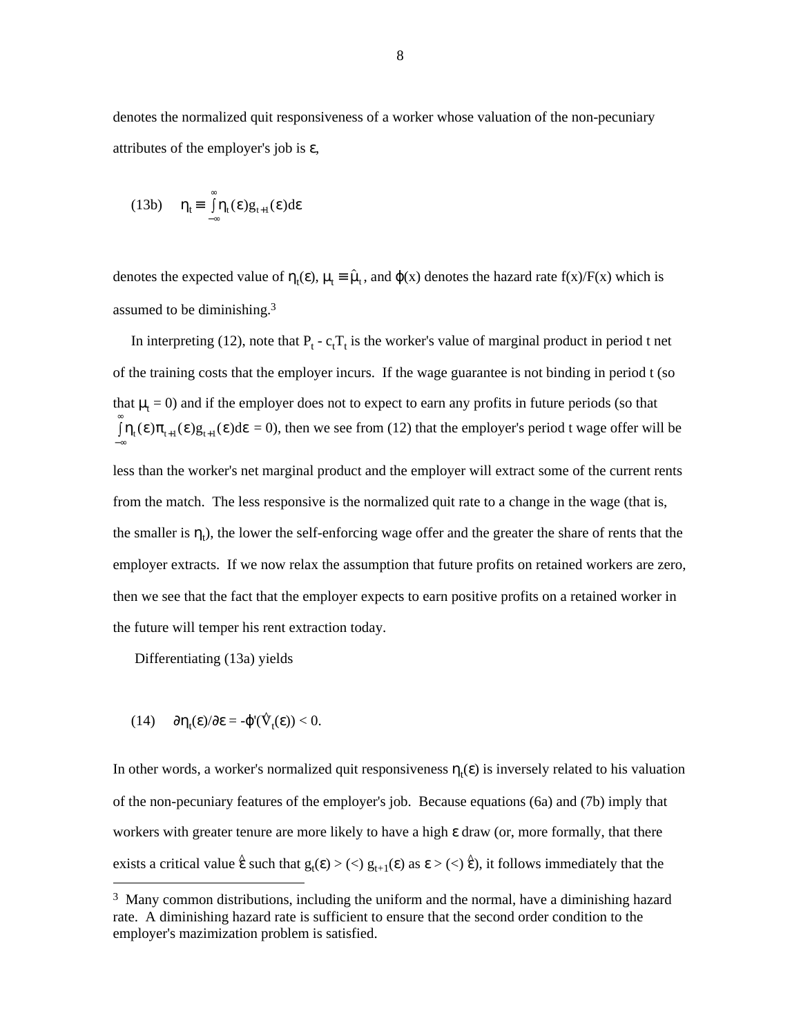denotes the normalized quit responsiveness of a worker whose valuation of the non-pecuniary attributes of the employer's job is $\varepsilon$,

$$\text{(13b)} \quad \eta_t \equiv \int_{-\infty}^{\infty} \eta_t(\varepsilon) g_{t+1}(\varepsilon) d\varepsilon$$

denotes the expected value of $\eta_t(\varepsilon)$, $\mu_t \equiv \hat{\mu}_t$, and $\phi(x)$ denotes the hazard rate $f(x)/F(x)$ which is assumed to be diminishing.[3]

In interpreting (12), note that $P_t - c_t T_t$ is the worker's value of marginal product in period t net of the training costs that the employer incurs. If the wage guarantee is not binding in period t (so that $\mu_t = 0$) and if the employer does not to expect to earn any profits in future periods (so that $\int_{-\infty}^{\infty} \eta_t(\varepsilon)\pi_{t+1}(\varepsilon) g_{t+1}(\varepsilon) d\varepsilon = 0$), then we see from (12) that the employer's period t wage offer will be less than the worker's net marginal product and the employer will extract some of the current rents from the match. The less responsive is the normalized quit rate to a change in the wage (that is, the smaller is $\eta_t$), the lower the self-enforcing wage offer and the greater the share of rents that the employer extracts. If we now relax the assumption that future profits on retained workers are zero, then we see that the fact that the employer expects to earn positive profits on a retained worker in the future will temper his rent extraction today.

Differentiating (13a) yields

$$\text{(14)} \quad \partial\eta_t(\varepsilon)/\partial\varepsilon = -\phi'(\hat{V}_t(\varepsilon)) < 0.$$

In other words, a worker's normalized quit responsiveness $\eta_t(\varepsilon)$ is inversely related to his valuation of the non-pecuniary features of the employer's job. Because equations (6a) and (7b) imply that workers with greater tenure are more likely to have a high $\varepsilon$ draw (or, more formally, that there exists a critical value $\hat{\varepsilon}$ such that $g_t(\varepsilon) > (<)\ g_{t+1}(\varepsilon)$ as $\varepsilon > (<)\ \hat{\varepsilon}$), it follows immediately that the

[3] Many common distributions, including the uniform and the normal, have a diminishing hazard rate. A diminishing hazard rate is sufficient to ensure that the second order condition to the employer's mazimization problem is satisfied.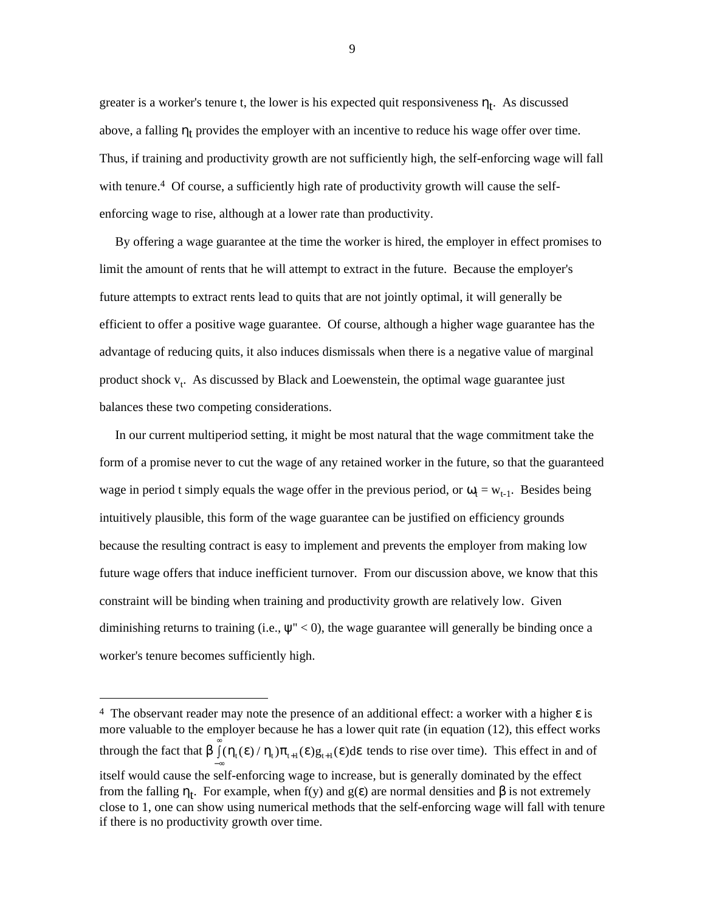greater is a worker's tenure t, the lower is his expected quit responsiveness $\eta_t$. As discussed above, a falling $\eta_t$ provides the employer with an incentive to reduce his wage offer over time. Thus, if training and productivity growth are not sufficiently high, the self-enforcing wage will fall with tenure.[4] Of course, a sufficiently high rate of productivity growth will cause the self-enforcing wage to rise, although at a lower rate than productivity.

By offering a wage guarantee at the time the worker is hired, the employer in effect promises to limit the amount of rents that he will attempt to extract in the future. Because the employer's future attempts to extract rents lead to quits that are not jointly optimal, it will generally be efficient to offer a positive wage guarantee. Of course, although a higher wage guarantee has the advantage of reducing quits, it also induces dismissals when there is a negative value of marginal product shock $v_t$. As discussed by Black and Loewenstein, the optimal wage guarantee just balances these two competing considerations.

In our current multiperiod setting, it might be most natural that the wage commitment take the form of a promise never to cut the wage of any retained worker in the future, so that the guaranteed wage in period t simply equals the wage offer in the previous period, or $\omega_t = w_{t-1}$. Besides being intuitively plausible, this form of the wage guarantee can be justified on efficiency grounds because the resulting contract is easy to implement and prevents the employer from making low future wage offers that induce inefficient turnover. From our discussion above, we know that this constraint will be binding when training and productivity growth are relatively low. Given diminishing returns to training (i.e., $\psi'' < 0$), the wage guarantee will generally be binding once a worker's tenure becomes sufficiently high.

---

[4] The observant reader may note the presence of an additional effect: a worker with a higher $\varepsilon$ is more valuable to the employer because he has a lower quit rate (in equation (12), this effect works through the fact that $\beta \int_{-\infty}^{\infty} (\eta_t(\varepsilon)/\eta_t)\pi_{t+1}(\varepsilon)g_{t+1}(\varepsilon)d\varepsilon$ tends to rise over time). This effect in and of itself would cause the self-enforcing wage to increase, but is generally dominated by the effect from the falling $\eta_t$. For example, when $f(y)$ and $g(\varepsilon)$ are normal densities and $\beta$ is not extremely close to 1, one can show using numerical methods that the self-enforcing wage will fall with tenure if there is no productivity growth over time.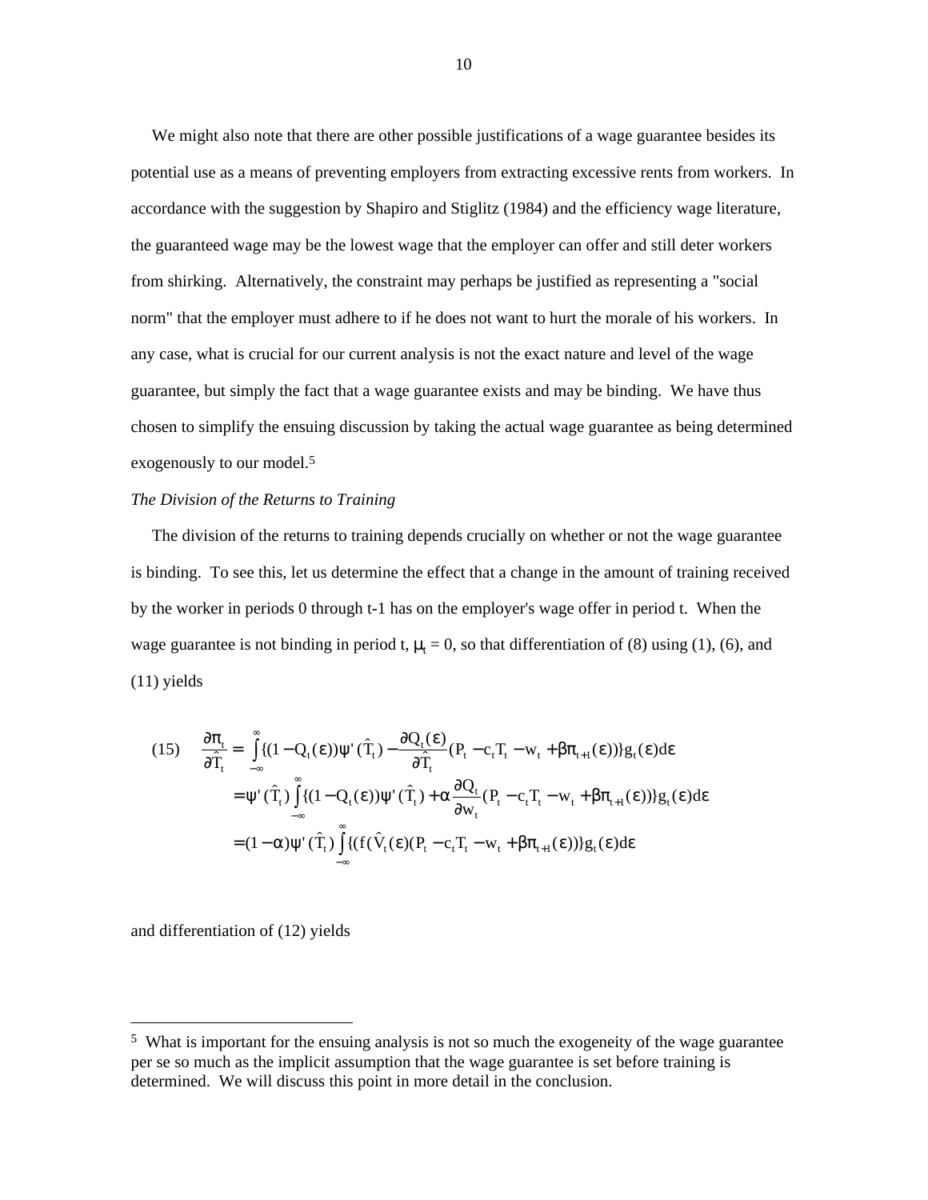We might also note that there are other possible justifications of a wage guarantee besides its potential use as a means of preventing employers from extracting excessive rents from workers. In accordance with the suggestion by Shapiro and Stiglitz (1984) and the efficiency wage literature, the guaranteed wage may be the lowest wage that the employer can offer and still deter workers from shirking. Alternatively, the constraint may perhaps be justified as representing a "social norm" that the employer must adhere to if he does not want to hurt the morale of his workers. In any case, what is crucial for our current analysis is not the exact nature and level of the wage guarantee, but simply the fact that a wage guarantee exists and may be binding. We have thus chosen to simplify the ensuing discussion by taking the actual wage guarantee as being determined exogenously to our model.[5]

*The Division of the Returns to Training*

The division of the returns to training depends crucially on whether or not the wage guarantee is binding. To see this, let us determine the effect that a change in the amount of training received by the worker in periods 0 through t-1 has on the employer's wage offer in period t. When the wage guarantee is not binding in period t, $\mu_t = 0$, so that differentiation of (8) using (1), (6), and (11) yields

$$
\begin{aligned}
(15)\qquad \frac{\partial \pi_t}{\partial \hat{T}_t} &= \int_{-\infty}^{\infty} \{(1 - Q_t(\varepsilon))\psi'(\hat{T}_t) - \frac{\partial Q_t(\varepsilon)}{\partial \hat{T}_t}(P_t - c_t T_t - w_t + \beta \pi_{t+1}(\varepsilon))\} g_t(\varepsilon) d\varepsilon \\
&= \psi'(\hat{T}_t) \int_{-\infty}^{\infty} \{(1 - Q_t(\varepsilon))\psi'(\hat{T}_t) + \alpha \frac{\partial Q_t}{\partial w_t}(P_t - c_t T_t - w_t + \beta \pi_{t+1}(\varepsilon))\} g_t(\varepsilon) d\varepsilon \\
&= (1 - \alpha)\psi'(\hat{T}_t) \int_{-\infty}^{\infty} \{(f(\hat{V}_t(\varepsilon)(P_t - c_t T_t - w_t + \beta \pi_{t+1}(\varepsilon))\} g_t(\varepsilon) d\varepsilon
\end{aligned}
$$

and differentiation of (12) yields

---

[5] What is important for the ensuing analysis is not so much the exogeneity of the wage guarantee per se so much as the implicit assumption that the wage guarantee is set before training is determined. We will discuss this point in more detail in the conclusion.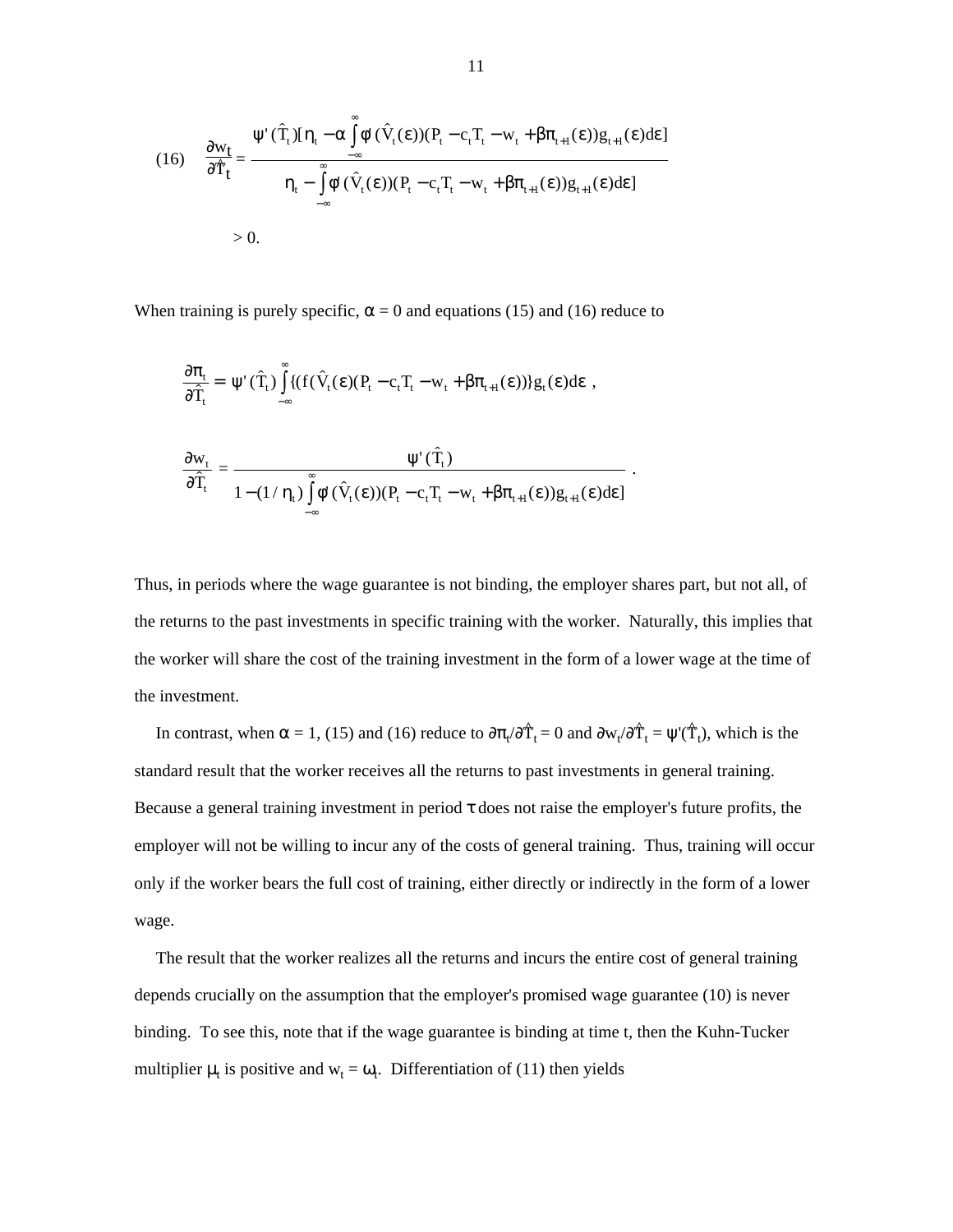$$(16) \quad \frac{\partial w_t}{\partial \hat{T}_t} = \frac{\psi'(\hat{T}_t)[\eta_t - \alpha \int_{-\infty}^{\infty} \phi'(\hat{V}_t(\varepsilon))(P_t - c_t T_t - w_t + \beta \pi_{t+1}(\varepsilon))g_{t+1}(\varepsilon)d\varepsilon]}{\eta_t - \int_{-\infty}^{\infty} \phi'(\hat{V}_t(\varepsilon))(P_t - c_t T_t - w_t + \beta \pi_{t+1}(\varepsilon))g_{t+1}(\varepsilon)d\varepsilon]}$$

$$> 0.$$

When training is purely specific, $\alpha = 0$ and equations (15) and (16) reduce to

$$\frac{\partial \pi_t}{\partial \hat{T}_t} = \psi'(\hat{T}_t) \int_{-\infty}^{\infty} \{(f(\hat{V}_t(\varepsilon)(P_t - c_t T_t - w_t + \beta \pi_{t+1}(\varepsilon))\} g_t(\varepsilon) d\varepsilon \ ,$$

$$\frac{\partial w_t}{\partial \hat{T}_t} = \frac{\psi'(\hat{T}_t)}{1 - (1/\eta_t) \int_{-\infty}^{\infty} \phi'(\hat{V}_t(\varepsilon))(P_t - c_t T_t - w_t + \beta \pi_{t+1}(\varepsilon))g_{t+1}(\varepsilon)d\varepsilon]} \ .$$

Thus, in periods where the wage guarantee is not binding, the employer shares part, but not all, of the returns to the past investments in specific training with the worker. Naturally, this implies that the worker will share the cost of the training investment in the form of a lower wage at the time of the investment.

In contrast, when $\alpha = 1$, (15) and (16) reduce to $\partial \pi_t/\partial \hat{T}_t = 0$ and $\partial w_t/\partial \hat{T}_t = \psi'(\hat{T}_t)$, which is the standard result that the worker receives all the returns to past investments in general training. Because a general training investment in period $\tau$ does not raise the employer's future profits, the employer will not be willing to incur any of the costs of general training. Thus, training will occur only if the worker bears the full cost of training, either directly or indirectly in the form of a lower wage.

The result that the worker realizes all the returns and incurs the entire cost of general training depends crucially on the assumption that the employer's promised wage guarantee (10) is never binding. To see this, note that if the wage guarantee is binding at time t, then the Kuhn-Tucker multiplier $\mu_t$ is positive and $w_t = \omega_t$. Differentiation of (11) then yields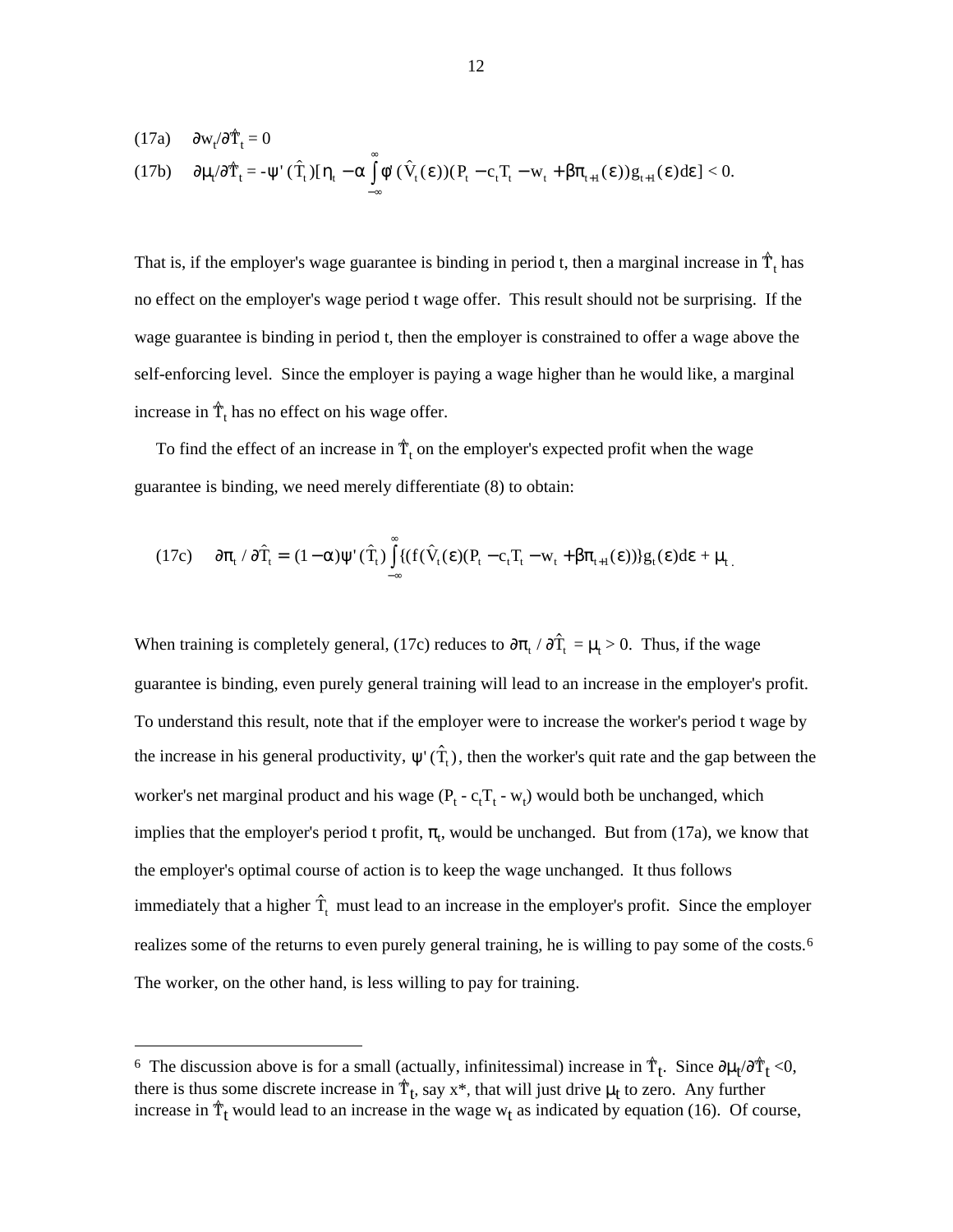(17a) $\partial w_t / \partial \hat{T}_t = 0$

(17b) $\partial \mu_t / \partial \hat{T}_t = -\psi'(\hat{T}_t)[\eta_t - \alpha \int_{-\infty}^{\infty} \phi'(\hat{V}_t(\varepsilon))(P_t - c_t T_t - w_t + \beta \pi_{t+1}(\varepsilon)) g_{t+1}(\varepsilon) d\varepsilon] < 0.$

That is, if the employer's wage guarantee is binding in period t, then a marginal increase in $\hat{T}_t$ has no effect on the employer's wage period t wage offer. This result should not be surprising. If the wage guarantee is binding in period t, then the employer is constrained to offer a wage above the self-enforcing level. Since the employer is paying a wage higher than he would like, a marginal increase in $\hat{T}_t$ has no effect on his wage offer.

To find the effect of an increase in $\hat{T}_t$ on the employer's expected profit when the wage guarantee is binding, we need merely differentiate (8) to obtain:

(17c) $\partial \pi_t / \partial \hat{T}_t = (1-\alpha)\psi'(\hat{T}_t) \int_{-\infty}^{\infty} \{(f(\hat{V}_t(\varepsilon)(P_t - c_t T_t - w_t + \beta \pi_{t+1}(\varepsilon))\} g_t(\varepsilon) d\varepsilon + \mu_t.$

When training is completely general, (17c) reduces to $\partial \pi_t / \partial \hat{T}_t = \mu_t > 0$. Thus, if the wage guarantee is binding, even purely general training will lead to an increase in the employer's profit. To understand this result, note that if the employer were to increase the worker's period t wage by the increase in his general productivity, $\psi'(\hat{T}_t)$, then the worker's quit rate and the gap between the worker's net marginal product and his wage ($P_t - c_t T_t - w_t$) would both be unchanged, which implies that the employer's period t profit, $\pi_t$, would be unchanged. But from (17a), we know that the employer's optimal course of action is to keep the wage unchanged. It thus follows immediately that a higher $\hat{T}_t$ must lead to an increase in the employer's profit. Since the employer realizes some of the returns to even purely general training, he is willing to pay some of the costs.[6] The worker, on the other hand, is less willing to pay for training.

[6] The discussion above is for a small (actually, infinitessimal) increase in $\hat{T}_t$. Since $\partial \mu_t / \partial \hat{T}_t < 0$, there is thus some discrete increase in $\hat{T}_t$, say x*, that will just drive $\mu_t$ to zero. Any further increase in $\hat{T}_t$ would lead to an increase in the wage $w_t$ as indicated by equation (16). Of course,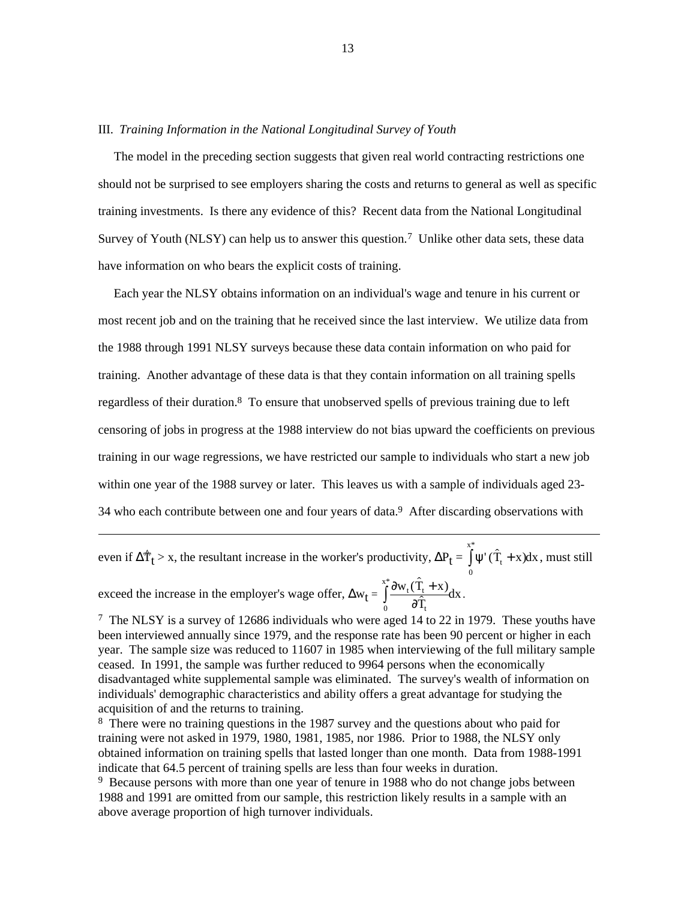III. *Training Information in the National Longitudinal Survey of Youth*

The model in the preceding section suggests that given real world contracting restrictions one should not be surprised to see employers sharing the costs and returns to general as well as specific training investments. Is there any evidence of this? Recent data from the National Longitudinal Survey of Youth (NLSY) can help us to answer this question.[7] Unlike other data sets, these data have information on who bears the explicit costs of training.

Each year the NLSY obtains information on an individual's wage and tenure in his current or most recent job and on the training that he received since the last interview. We utilize data from the 1988 through 1991 NLSY surveys because these data contain information on who paid for training. Another advantage of these data is that they contain information on all training spells regardless of their duration.[8] To ensure that unobserved spells of previous training due to left censoring of jobs in progress at the 1988 interview do not bias upward the coefficients on previous training in our wage regressions, we have restricted our sample to individuals who start a new job within one year of the 1988 survey or later. This leaves us with a sample of individuals aged 23-34 who each contribute between one and four years of data.[9] After discarding observations with

---

even if $\Delta\hat{T}_t > x$, the resultant increase in the worker's productivity, $\Delta P_t = \int_0^{x^*} \psi'(\hat{T}_t + x)dx$, must still exceed the increase in the employer's wage offer, $\Delta w_t = \int_0^{x^*} \frac{\partial w_t(\hat{T}_t + x)}{\partial \hat{T}_t} dx$.

[7] The NLSY is a survey of 12686 individuals who were aged 14 to 22 in 1979. These youths have been interviewed annually since 1979, and the response rate has been 90 percent or higher in each year. The sample size was reduced to 11607 in 1985 when interviewing of the full military sample ceased. In 1991, the sample was further reduced to 9964 persons when the economically disadvantaged white supplemental sample was eliminated. The survey's wealth of information on individuals' demographic characteristics and ability offers a great advantage for studying the acquisition of and the returns to training.

[8] There were no training questions in the 1987 survey and the questions about who paid for training were not asked in 1979, 1980, 1981, 1985, nor 1986. Prior to 1988, the NLSY only obtained information on training spells that lasted longer than one month. Data from 1988-1991 indicate that 64.5 percent of training spells are less than four weeks in duration.

[9] Because persons with more than one year of tenure in 1988 who do not change jobs between 1988 and 1991 are omitted from our sample, this restriction likely results in a sample with an above average proportion of high turnover individuals.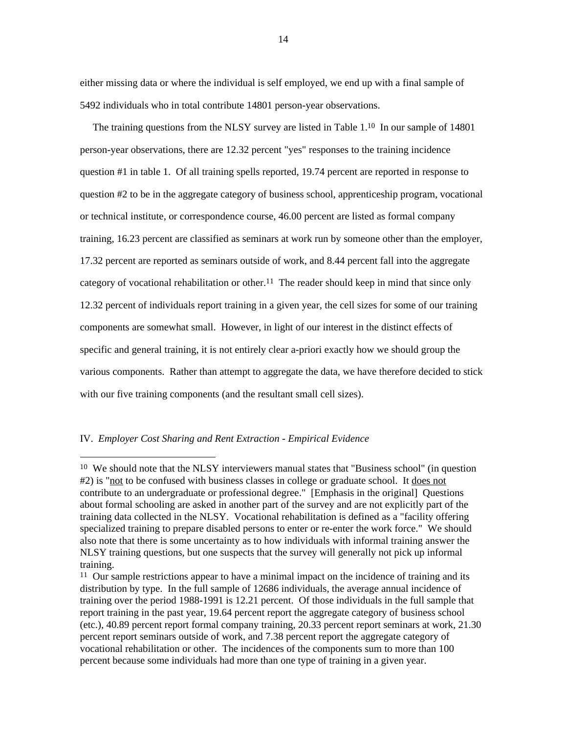either missing data or where the individual is self employed, we end up with a final sample of 5492 individuals who in total contribute 14801 person-year observations.

The training questions from the NLSY survey are listed in Table 1.[10] In our sample of 14801 person-year observations, there are 12.32 percent "yes" responses to the training incidence question #1 in table 1. Of all training spells reported, 19.74 percent are reported in response to question #2 to be in the aggregate category of business school, apprenticeship program, vocational or technical institute, or correspondence course, 46.00 percent are listed as formal company training, 16.23 percent are classified as seminars at work run by someone other than the employer, 17.32 percent are reported as seminars outside of work, and 8.44 percent fall into the aggregate category of vocational rehabilitation or other.[11] The reader should keep in mind that since only 12.32 percent of individuals report training in a given year, the cell sizes for some of our training components are somewhat small. However, in light of our interest in the distinct effects of specific and general training, it is not entirely clear a-priori exactly how we should group the various components. Rather than attempt to aggregate the data, we have therefore decided to stick with our five training components (and the resultant small cell sizes).

## IV. *Employer Cost Sharing and Rent Extraction - Empirical Evidence*

---

[10] We should note that the NLSY interviewers manual states that "Business school" (in question #2) is "not to be confused with business classes in college or graduate school. It does not contribute to an undergraduate or professional degree." [Emphasis in the original] Questions about formal schooling are asked in another part of the survey and are not explicitly part of the training data collected in the NLSY. Vocational rehabilitation is defined as a "facility offering specialized training to prepare disabled persons to enter or re-enter the work force." We should also note that there is some uncertainty as to how individuals with informal training answer the NLSY training questions, but one suspects that the survey will generally not pick up informal training.

[11] Our sample restrictions appear to have a minimal impact on the incidence of training and its distribution by type. In the full sample of 12686 individuals, the average annual incidence of training over the period 1988-1991 is 12.21 percent. Of those individuals in the full sample that report training in the past year, 19.64 percent report the aggregate category of business school (etc.), 40.89 percent report formal company training, 20.33 percent report seminars at work, 21.30 percent report seminars outside of work, and 7.38 percent report the aggregate category of vocational rehabilitation or other. The incidences of the components sum to more than 100 percent because some individuals had more than one type of training in a given year.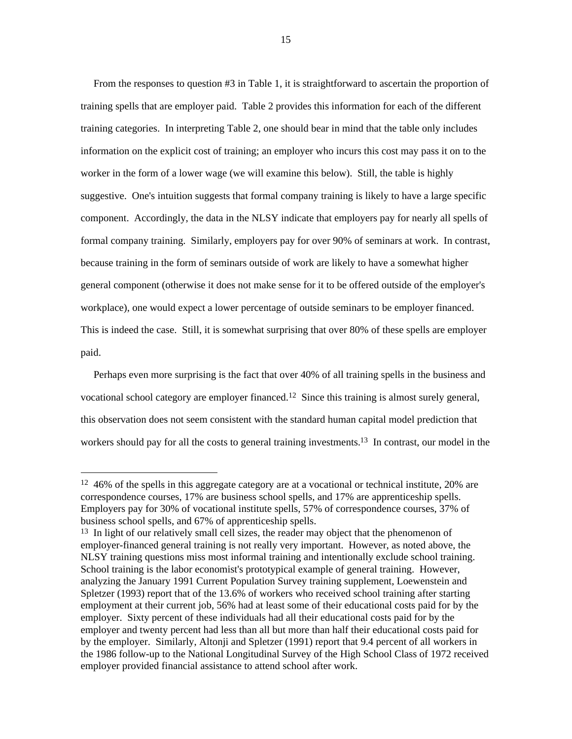From the responses to question #3 in Table 1, it is straightforward to ascertain the proportion of training spells that are employer paid. Table 2 provides this information for each of the different training categories. In interpreting Table 2, one should bear in mind that the table only includes information on the explicit cost of training; an employer who incurs this cost may pass it on to the worker in the form of a lower wage (we will examine this below). Still, the table is highly suggestive. One's intuition suggests that formal company training is likely to have a large specific component. Accordingly, the data in the NLSY indicate that employers pay for nearly all spells of formal company training. Similarly, employers pay for over 90% of seminars at work. In contrast, because training in the form of seminars outside of work are likely to have a somewhat higher general component (otherwise it does not make sense for it to be offered outside of the employer's workplace), one would expect a lower percentage of outside seminars to be employer financed. This is indeed the case. Still, it is somewhat surprising that over 80% of these spells are employer paid.

Perhaps even more surprising is the fact that over 40% of all training spells in the business and vocational school category are employer financed.[12] Since this training is almost surely general, this observation does not seem consistent with the standard human capital model prediction that workers should pay for all the costs to general training investments.[13] In contrast, our model in the

---

[12] 46% of the spells in this aggregate category are at a vocational or technical institute, 20% are correspondence courses, 17% are business school spells, and 17% are apprenticeship spells. Employers pay for 30% of vocational institute spells, 57% of correspondence courses, 37% of business school spells, and 67% of apprenticeship spells.

[13] In light of our relatively small cell sizes, the reader may object that the phenomenon of employer-financed general training is not really very important. However, as noted above, the NLSY training questions miss most informal training and intentionally exclude school training. School training is the labor economist's prototypical example of general training. However, analyzing the January 1991 Current Population Survey training supplement, Loewenstein and Spletzer (1993) report that of the 13.6% of workers who received school training after starting employment at their current job, 56% had at least some of their educational costs paid for by the employer. Sixty percent of these individuals had all their educational costs paid for by the employer and twenty percent had less than all but more than half their educational costs paid for by the employer. Similarly, Altonji and Spletzer (1991) report that 9.4 percent of all workers in the 1986 follow-up to the National Longitudinal Survey of the High School Class of 1972 received employer provided financial assistance to attend school after work.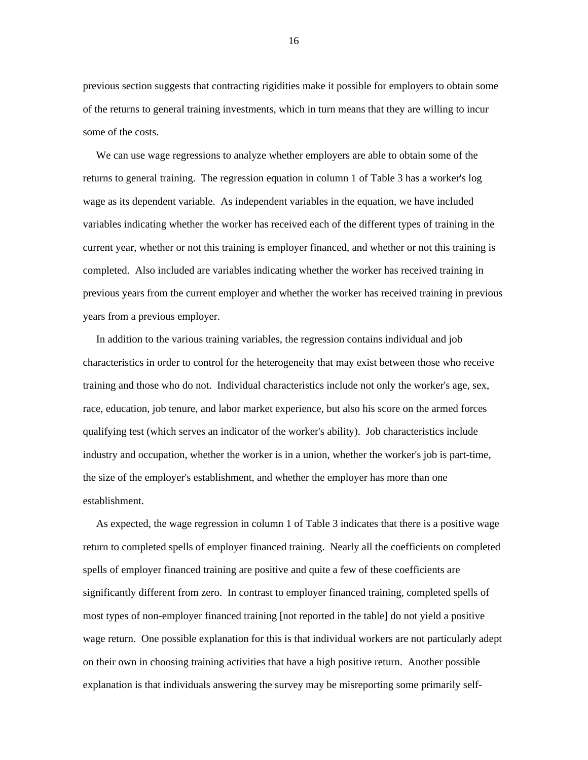previous section suggests that contracting rigidities make it possible for employers to obtain some of the returns to general training investments, which in turn means that they are willing to incur some of the costs.

We can use wage regressions to analyze whether employers are able to obtain some of the returns to general training. The regression equation in column 1 of Table 3 has a worker's log wage as its dependent variable. As independent variables in the equation, we have included variables indicating whether the worker has received each of the different types of training in the current year, whether or not this training is employer financed, and whether or not this training is completed. Also included are variables indicating whether the worker has received training in previous years from the current employer and whether the worker has received training in previous years from a previous employer.

In addition to the various training variables, the regression contains individual and job characteristics in order to control for the heterogeneity that may exist between those who receive training and those who do not. Individual characteristics include not only the worker's age, sex, race, education, job tenure, and labor market experience, but also his score on the armed forces qualifying test (which serves an indicator of the worker's ability). Job characteristics include industry and occupation, whether the worker is in a union, whether the worker's job is part-time, the size of the employer's establishment, and whether the employer has more than one establishment.

As expected, the wage regression in column 1 of Table 3 indicates that there is a positive wage return to completed spells of employer financed training. Nearly all the coefficients on completed spells of employer financed training are positive and quite a few of these coefficients are significantly different from zero. In contrast to employer financed training, completed spells of most types of non-employer financed training [not reported in the table] do not yield a positive wage return. One possible explanation for this is that individual workers are not particularly adept on their own in choosing training activities that have a high positive return. Another possible explanation is that individuals answering the survey may be misreporting some primarily self-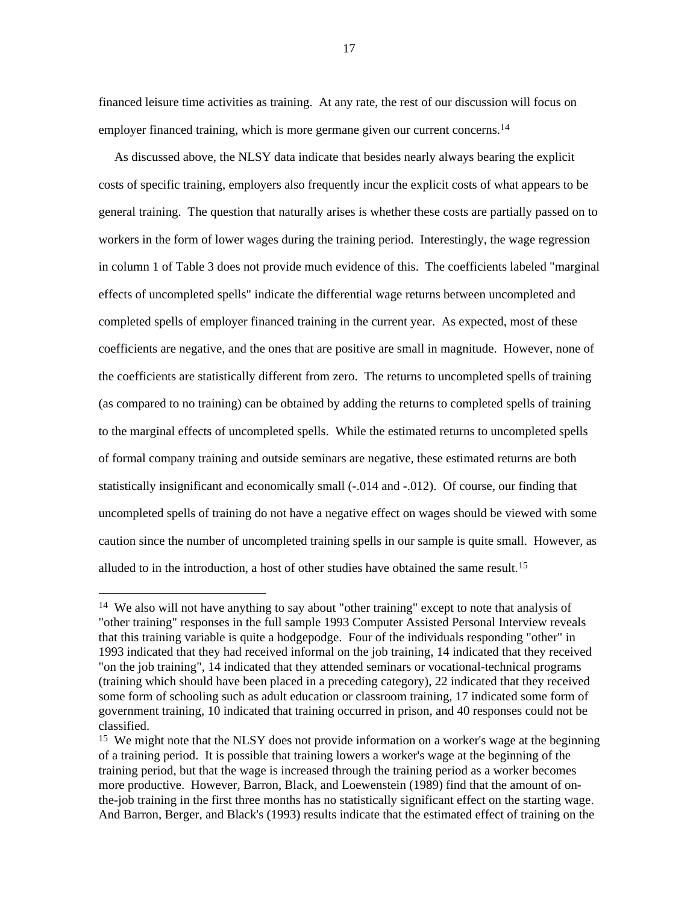financed leisure time activities as training. At any rate, the rest of our discussion will focus on employer financed training, which is more germane given our current concerns.[14]

As discussed above, the NLSY data indicate that besides nearly always bearing the explicit costs of specific training, employers also frequently incur the explicit costs of what appears to be general training. The question that naturally arises is whether these costs are partially passed on to workers in the form of lower wages during the training period. Interestingly, the wage regression in column 1 of Table 3 does not provide much evidence of this. The coefficients labeled "marginal effects of uncompleted spells" indicate the differential wage returns between uncompleted and completed spells of employer financed training in the current year. As expected, most of these coefficients are negative, and the ones that are positive are small in magnitude. However, none of the coefficients are statistically different from zero. The returns to uncompleted spells of training (as compared to no training) can be obtained by adding the returns to completed spells of training to the marginal effects of uncompleted spells. While the estimated returns to uncompleted spells of formal company training and outside seminars are negative, these estimated returns are both statistically insignificant and economically small (-.014 and -.012). Of course, our finding that uncompleted spells of training do not have a negative effect on wages should be viewed with some caution since the number of uncompleted training spells in our sample is quite small. However, as alluded to in the introduction, a host of other studies have obtained the same result.[15]

---

[14] We also will not have anything to say about "other training" except to note that analysis of "other training" responses in the full sample 1993 Computer Assisted Personal Interview reveals that this training variable is quite a hodgepodge. Four of the individuals responding "other" in 1993 indicated that they had received informal on the job training, 14 indicated that they received "on the job training", 14 indicated that they attended seminars or vocational-technical programs (training which should have been placed in a preceding category), 22 indicated that they received some form of schooling such as adult education or classroom training, 17 indicated some form of government training, 10 indicated that training occurred in prison, and 40 responses could not be classified.

[15] We might note that the NLSY does not provide information on a worker's wage at the beginning of a training period. It is possible that training lowers a worker's wage at the beginning of the training period, but that the wage is increased through the training period as a worker becomes more productive. However, Barron, Black, and Loewenstein (1989) find that the amount of on-the-job training in the first three months has no statistically significant effect on the starting wage. And Barron, Berger, and Black's (1993) results indicate that the estimated effect of training on the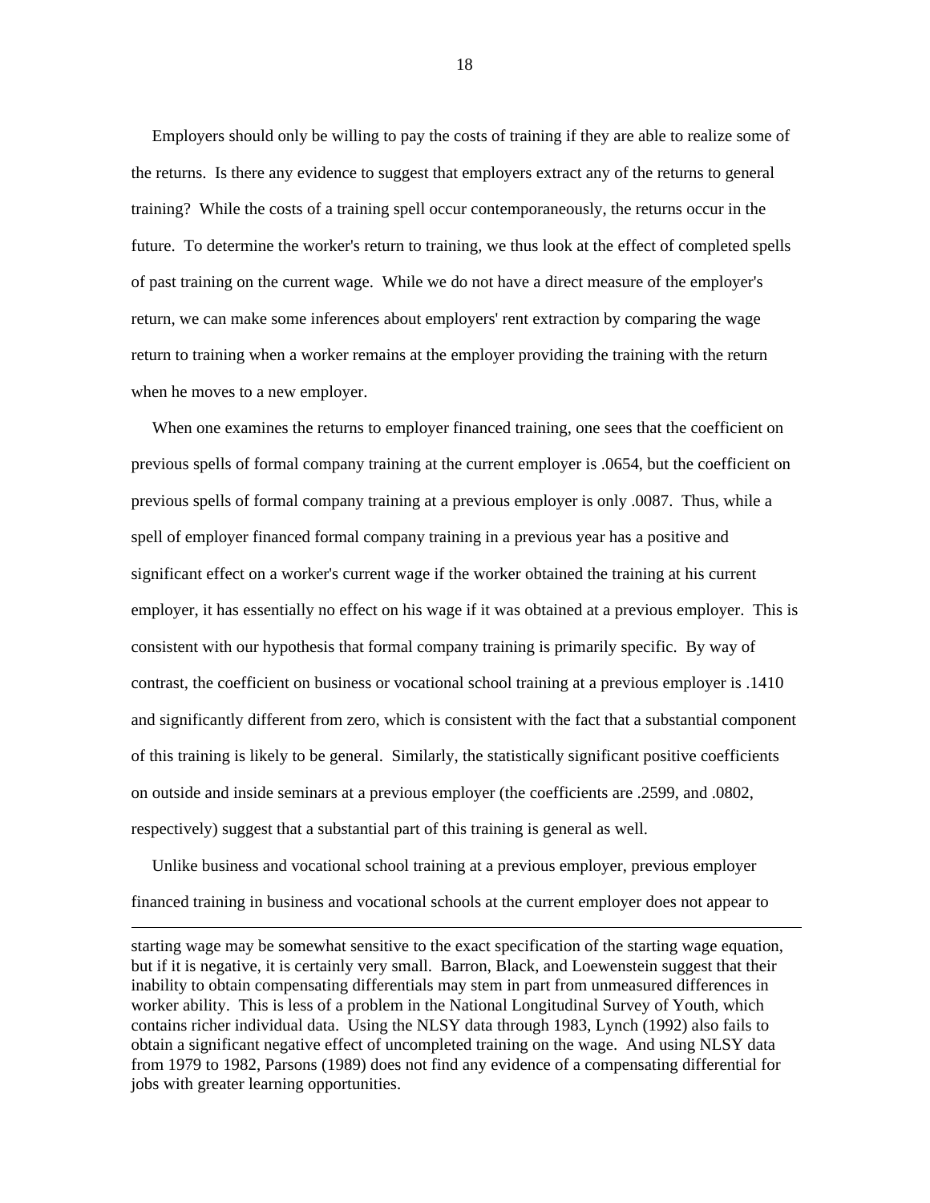Employers should only be willing to pay the costs of training if they are able to realize some of the returns. Is there any evidence to suggest that employers extract any of the returns to general training? While the costs of a training spell occur contemporaneously, the returns occur in the future. To determine the worker's return to training, we thus look at the effect of completed spells of past training on the current wage. While we do not have a direct measure of the employer's return, we can make some inferences about employers' rent extraction by comparing the wage return to training when a worker remains at the employer providing the training with the return when he moves to a new employer.

When one examines the returns to employer financed training, one sees that the coefficient on previous spells of formal company training at the current employer is .0654, but the coefficient on previous spells of formal company training at a previous employer is only .0087. Thus, while a spell of employer financed formal company training in a previous year has a positive and significant effect on a worker's current wage if the worker obtained the training at his current employer, it has essentially no effect on his wage if it was obtained at a previous employer. This is consistent with our hypothesis that formal company training is primarily specific. By way of contrast, the coefficient on business or vocational school training at a previous employer is .1410 and significantly different from zero, which is consistent with the fact that a substantial component of this training is likely to be general. Similarly, the statistically significant positive coefficients on outside and inside seminars at a previous employer (the coefficients are .2599, and .0802, respectively) suggest that a substantial part of this training is general as well.

Unlike business and vocational school training at a previous employer, previous employer financed training in business and vocational schools at the current employer does not appear to

---

starting wage may be somewhat sensitive to the exact specification of the starting wage equation, but if it is negative, it is certainly very small. Barron, Black, and Loewenstein suggest that their inability to obtain compensating differentials may stem in part from unmeasured differences in worker ability. This is less of a problem in the National Longitudinal Survey of Youth, which contains richer individual data. Using the NLSY data through 1983, Lynch (1992) also fails to obtain a significant negative effect of uncompleted training on the wage. And using NLSY data from 1979 to 1982, Parsons (1989) does not find any evidence of a compensating differential for jobs with greater learning opportunities.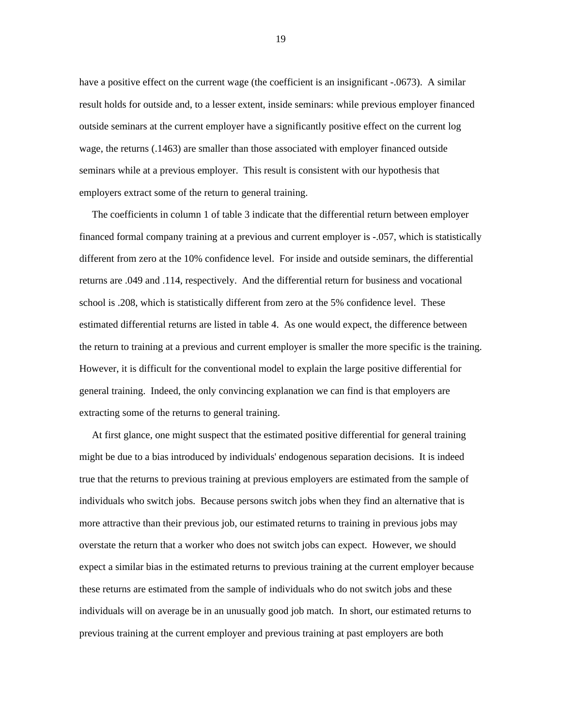have a positive effect on the current wage (the coefficient is an insignificant -.0673). A similar result holds for outside and, to a lesser extent, inside seminars: while previous employer financed outside seminars at the current employer have a significantly positive effect on the current log wage, the returns (.1463) are smaller than those associated with employer financed outside seminars while at a previous employer. This result is consistent with our hypothesis that employers extract some of the return to general training.

The coefficients in column 1 of table 3 indicate that the differential return between employer financed formal company training at a previous and current employer is -.057, which is statistically different from zero at the 10% confidence level. For inside and outside seminars, the differential returns are .049 and .114, respectively. And the differential return for business and vocational school is .208, which is statistically different from zero at the 5% confidence level. These estimated differential returns are listed in table 4. As one would expect, the difference between the return to training at a previous and current employer is smaller the more specific is the training. However, it is difficult for the conventional model to explain the large positive differential for general training. Indeed, the only convincing explanation we can find is that employers are extracting some of the returns to general training.

At first glance, one might suspect that the estimated positive differential for general training might be due to a bias introduced by individuals' endogenous separation decisions. It is indeed true that the returns to previous training at previous employers are estimated from the sample of individuals who switch jobs. Because persons switch jobs when they find an alternative that is more attractive than their previous job, our estimated returns to training in previous jobs may overstate the return that a worker who does not switch jobs can expect. However, we should expect a similar bias in the estimated returns to previous training at the current employer because these returns are estimated from the sample of individuals who do not switch jobs and these individuals will on average be in an unusually good job match. In short, our estimated returns to previous training at the current employer and previous training at past employers are both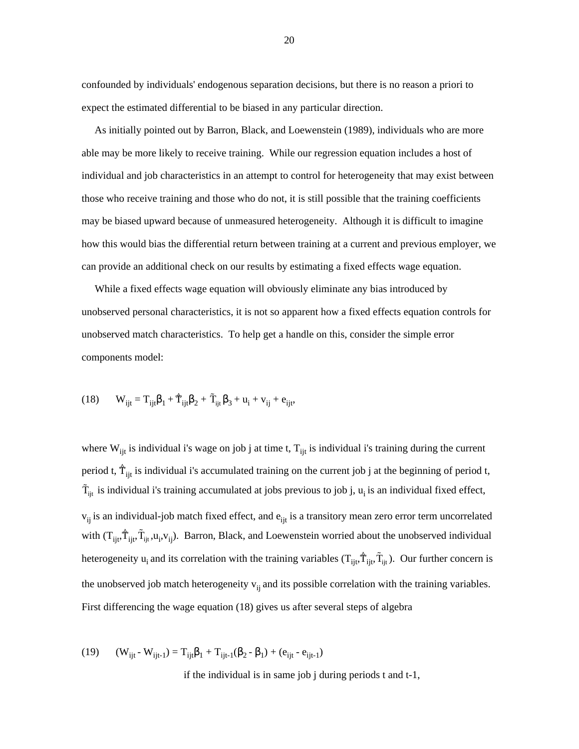confounded by individuals' endogenous separation decisions, but there is no reason a priori to expect the estimated differential to be biased in any particular direction.

As initially pointed out by Barron, Black, and Loewenstein (1989), individuals who are more able may be more likely to receive training. While our regression equation includes a host of individual and job characteristics in an attempt to control for heterogeneity that may exist between those who receive training and those who do not, it is still possible that the training coefficients may be biased upward because of unmeasured heterogeneity. Although it is difficult to imagine how this would bias the differential return between training at a current and previous employer, we can provide an additional check on our results by estimating a fixed effects wage equation.

While a fixed effects wage equation will obviously eliminate any bias introduced by unobserved personal characteristics, it is not so apparent how a fixed effects equation controls for unobserved match characteristics. To help get a handle on this, consider the simple error components model:

$$(18) \qquad W_{ijt} = T_{ijt}\beta_1 + \hat{T}_{ijt}\beta_2 + \tilde{T}_{ijt}\beta_3 + u_i + v_{ij} + e_{ijt},$$

where $W_{ijt}$ is individual i's wage on job j at time t, $T_{ijt}$ is individual i's training during the current period t, $\hat{T}_{ijt}$ is individual i's accumulated training on the current job j at the beginning of period t, $\tilde{T}_{ijt}$ is individual i's training accumulated at jobs previous to job j, $u_i$ is an individual fixed effect, $v_{ij}$ is an individual-job match fixed effect, and $e_{ijt}$ is a transitory mean zero error term uncorrelated with $(T_{ijt},\hat{T}_{ijt},\tilde{T}_{ijt},u_i,v_{ij})$. Barron, Black, and Loewenstein worried about the unobserved individual heterogeneity $u_i$ and its correlation with the training variables $(T_{ijt},\hat{T}_{ijt},\tilde{T}_{ijt})$. Our further concern is the unobserved job match heterogeneity $v_{ij}$ and its possible correlation with the training variables. First differencing the wage equation (18) gives us after several steps of algebra

$$(19) \qquad (W_{ijt} - W_{ijt-1}) = T_{ijt}\beta_1 + T_{ijt-1}(\beta_2 - \beta_1) + (e_{ijt} - e_{ijt-1})$$

if the individual is in same job j during periods t and t-1,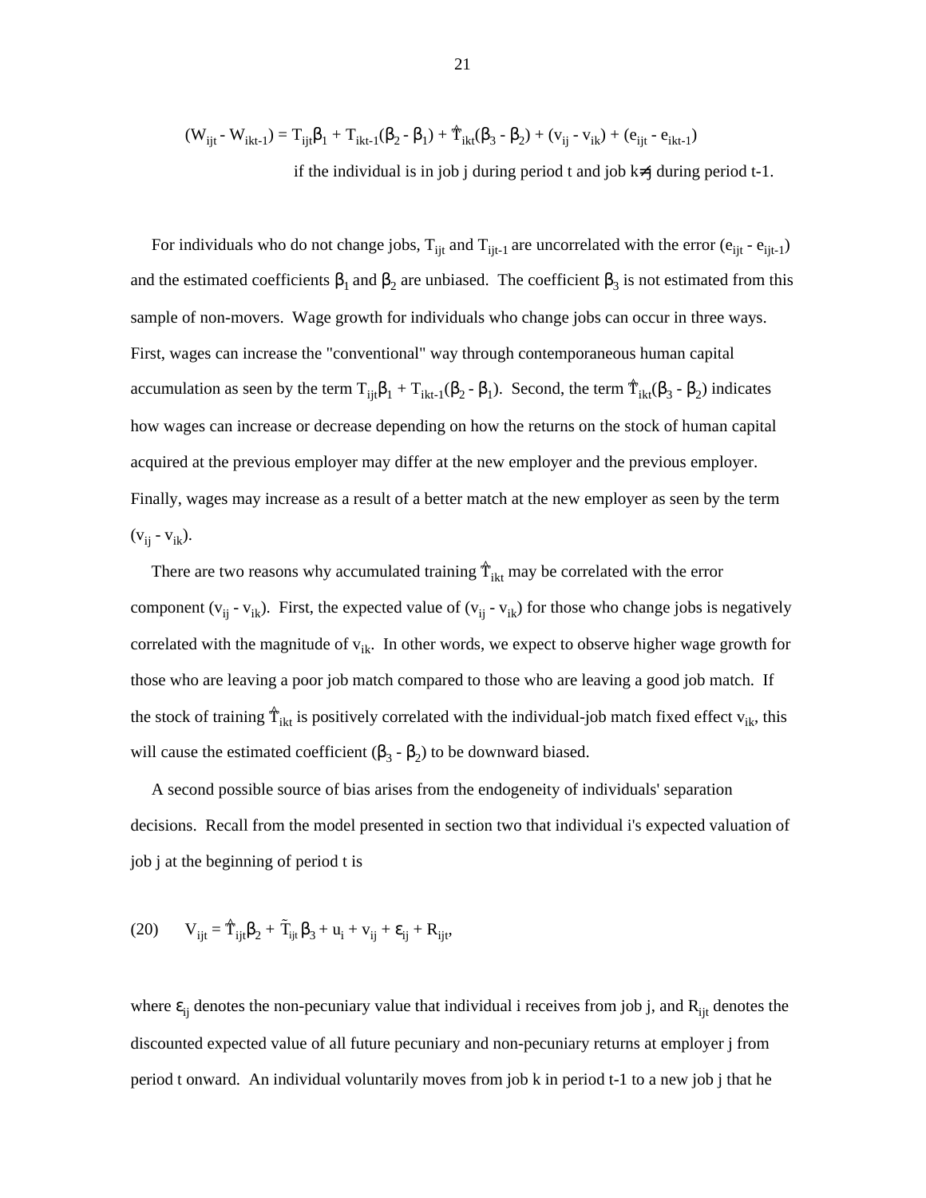$$(W_{ijt} - W_{ikt-1}) = T_{ijt}\beta_1 + T_{ikt-1}(\beta_2 - \beta_1) + \hat{T}_{ikt}(\beta_3 - \beta_2) + (v_{ij} - v_{ik}) + (e_{ijt} - e_{ikt-1})$$

if the individual is in job j during period t and job k≠j during period t-1.

For individuals who do not change jobs, $T_{ijt}$ and $T_{ijt-1}$ are uncorrelated with the error $(e_{ijt} - e_{ijt-1})$ and the estimated coefficients $\beta_1$ and $\beta_2$ are unbiased. The coefficient $\beta_3$ is not estimated from this sample of non-movers. Wage growth for individuals who change jobs can occur in three ways. First, wages can increase the "conventional" way through contemporaneous human capital accumulation as seen by the term $T_{ijt}\beta_1 + T_{ikt-1}(\beta_2 - \beta_1)$. Second, the term $\hat{T}_{ikt}(\beta_3 - \beta_2)$ indicates how wages can increase or decrease depending on how the returns on the stock of human capital acquired at the previous employer may differ at the new employer and the previous employer. Finally, wages may increase as a result of a better match at the new employer as seen by the term $(v_{ij} - v_{ik})$.

There are two reasons why accumulated training $\hat{T}_{ikt}$ may be correlated with the error component $(v_{ij} - v_{ik})$. First, the expected value of $(v_{ij} - v_{ik})$ for those who change jobs is negatively correlated with the magnitude of $v_{ik}$. In other words, we expect to observe higher wage growth for those who are leaving a poor job match compared to those who are leaving a good job match. If the stock of training $\hat{T}_{ikt}$ is positively correlated with the individual-job match fixed effect $v_{ik}$, this will cause the estimated coefficient $(\beta_3 - \beta_2)$ to be downward biased.

A second possible source of bias arises from the endogeneity of individuals' separation decisions. Recall from the model presented in section two that individual i's expected valuation of job j at the beginning of period t is

$$(20) \qquad V_{ijt} = \hat{T}_{ijt}\beta_2 + \tilde{T}_{ijt}\beta_3 + u_i + v_{ij} + \varepsilon_{ij} + R_{ijt},$$

where $\varepsilon_{ij}$ denotes the non-pecuniary value that individual i receives from job j, and $R_{ijt}$ denotes the discounted expected value of all future pecuniary and non-pecuniary returns at employer j from period t onward. An individual voluntarily moves from job k in period t-1 to a new job j that he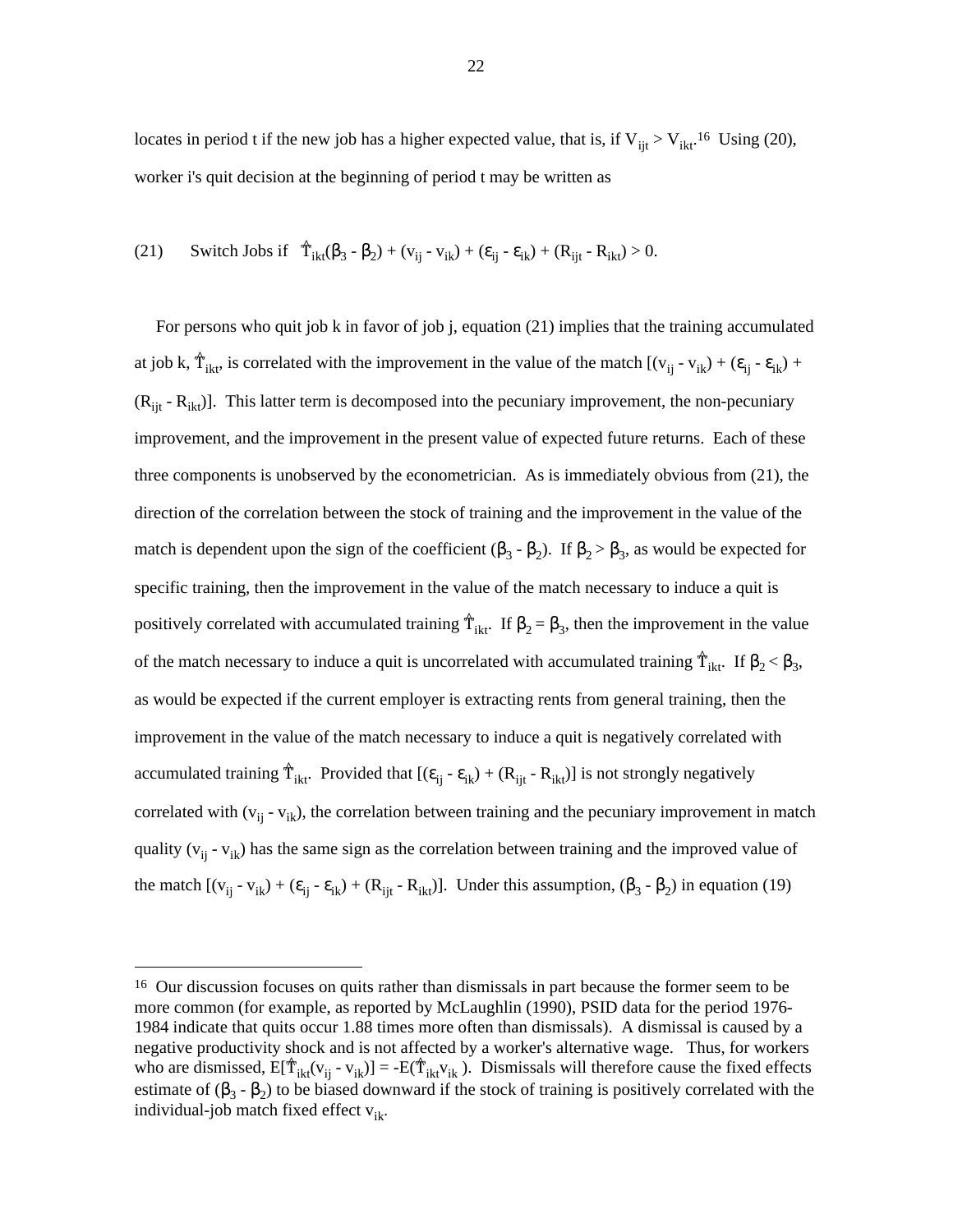locates in period t if the new job has a higher expected value, that is, if $V_{ijt} > V_{ikt}$.[16] Using (20), worker i's quit decision at the beginning of period t may be written as

$$\text{(21)} \quad \text{Switch Jobs if } \hat{T}_{ikt}(\beta_3 - \beta_2) + (v_{ij} - v_{ik}) + (\varepsilon_{ij} - \varepsilon_{ik}) + (R_{ijt} - R_{ikt}) > 0.$$

For persons who quit job k in favor of job j, equation (21) implies that the training accumulated at job k, $\hat{T}_{ikt}$, is correlated with the improvement in the value of the match $[(v_{ij} - v_{ik}) + (\varepsilon_{ij} - \varepsilon_{ik}) + (R_{ijt} - R_{ikt})]$. This latter term is decomposed into the pecuniary improvement, the non-pecuniary improvement, and the improvement in the present value of expected future returns. Each of these three components is unobserved by the econometrician. As is immediately obvious from (21), the direction of the correlation between the stock of training and the improvement in the value of the match is dependent upon the sign of the coefficient $(\beta_3 - \beta_2)$. If $\beta_2 > \beta_3$, as would be expected for specific training, then the improvement in the value of the match necessary to induce a quit is positively correlated with accumulated training $\hat{T}_{ikt}$. If $\beta_2 = \beta_3$, then the improvement in the value of the match necessary to induce a quit is uncorrelated with accumulated training $\hat{T}_{ikt}$. If $\beta_2 < \beta_3$, as would be expected if the current employer is extracting rents from general training, then the improvement in the value of the match necessary to induce a quit is negatively correlated with accumulated training $\hat{T}_{ikt}$. Provided that $[(\varepsilon_{ij} - \varepsilon_{ik}) + (R_{ijt} - R_{ikt})]$ is not strongly negatively correlated with $(v_{ij} - v_{ik})$, the correlation between training and the pecuniary improvement in match quality $(v_{ij} - v_{ik})$ has the same sign as the correlation between training and the improved value of the match $[(v_{ij} - v_{ik}) + (\varepsilon_{ij} - \varepsilon_{ik}) + (R_{ijt} - R_{ikt})]$. Under this assumption, $(\beta_3 - \beta_2)$ in equation (19)

---

[16] Our discussion focuses on quits rather than dismissals in part because the former seem to be more common (for example, as reported by McLaughlin (1990), PSID data for the period 1976-1984 indicate that quits occur 1.88 times more often than dismissals). A dismissal is caused by a negative productivity shock and is not affected by a worker's alternative wage. Thus, for workers who are dismissed, $E[\hat{T}_{ikt}(v_{ij} - v_{ik})] = -E(\hat{T}_{ikt}v_{ik})$. Dismissals will therefore cause the fixed effects estimate of $(\beta_3 - \beta_2)$ to be biased downward if the stock of training is positively correlated with the individual-job match fixed effect $v_{ik}$.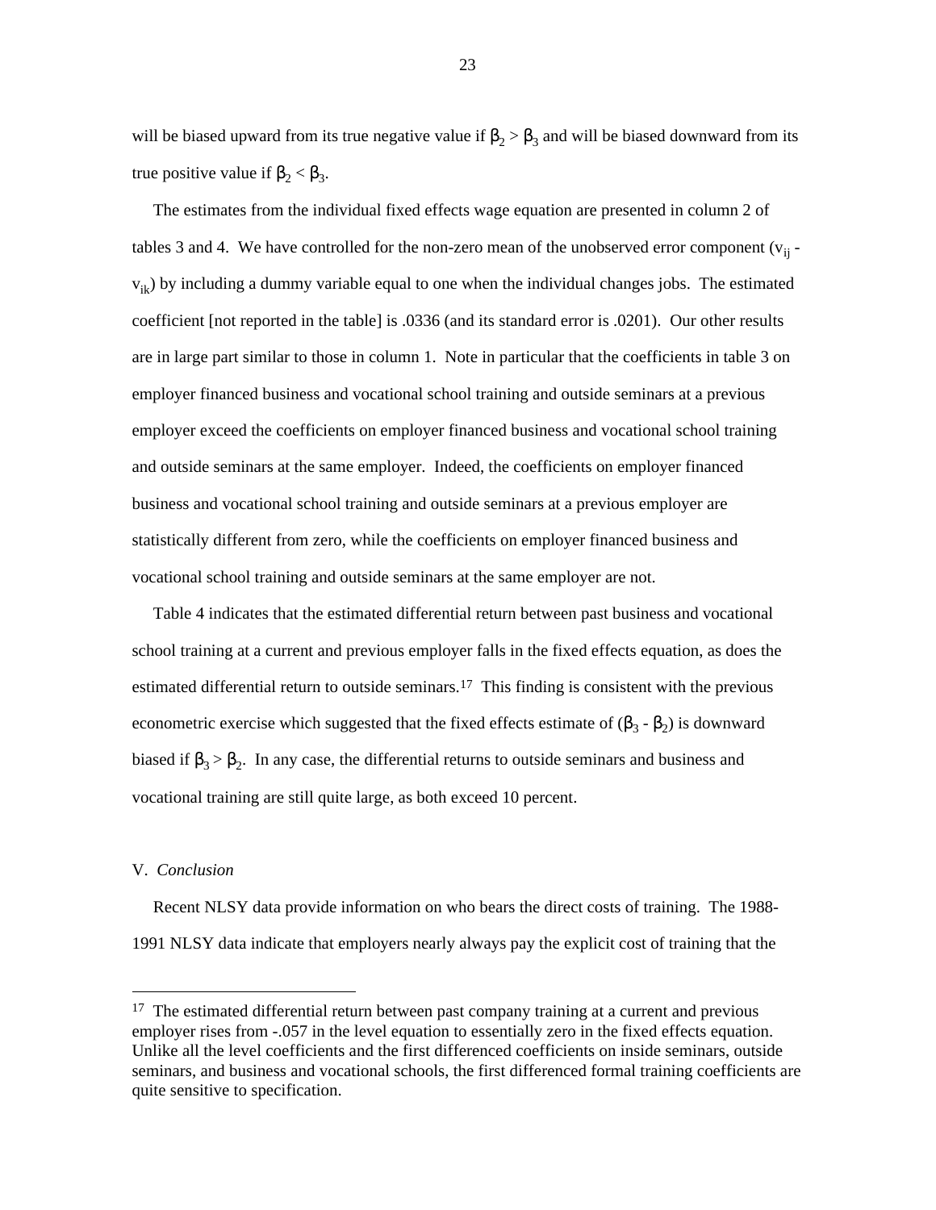will be biased upward from its true negative value if $\beta_2 > \beta_3$ and will be biased downward from its true positive value if $\beta_2 < \beta_3$.

The estimates from the individual fixed effects wage equation are presented in column 2 of tables 3 and 4. We have controlled for the non-zero mean of the unobserved error component ($v_{ij}$ - $v_{ik}$) by including a dummy variable equal to one when the individual changes jobs. The estimated coefficient [not reported in the table] is .0336 (and its standard error is .0201). Our other results are in large part similar to those in column 1. Note in particular that the coefficients in table 3 on employer financed business and vocational school training and outside seminars at a previous employer exceed the coefficients on employer financed business and vocational school training and outside seminars at the same employer. Indeed, the coefficients on employer financed business and vocational school training and outside seminars at a previous employer are statistically different from zero, while the coefficients on employer financed business and vocational school training and outside seminars at the same employer are not.

Table 4 indicates that the estimated differential return between past business and vocational school training at a current and previous employer falls in the fixed effects equation, as does the estimated differential return to outside seminars.[17] This finding is consistent with the previous econometric exercise which suggested that the fixed effects estimate of ($\beta_3$ - $\beta_2$) is downward biased if $\beta_3 > \beta_2$. In any case, the differential returns to outside seminars and business and vocational training are still quite large, as both exceed 10 percent.

## V. *Conclusion*

Recent NLSY data provide information on who bears the direct costs of training. The 1988-1991 NLSY data indicate that employers nearly always pay the explicit cost of training that the

---

[17] The estimated differential return between past company training at a current and previous employer rises from -.057 in the level equation to essentially zero in the fixed effects equation. Unlike all the level coefficients and the first differenced coefficients on inside seminars, outside seminars, and business and vocational schools, the first differenced formal training coefficients are quite sensitive to specification.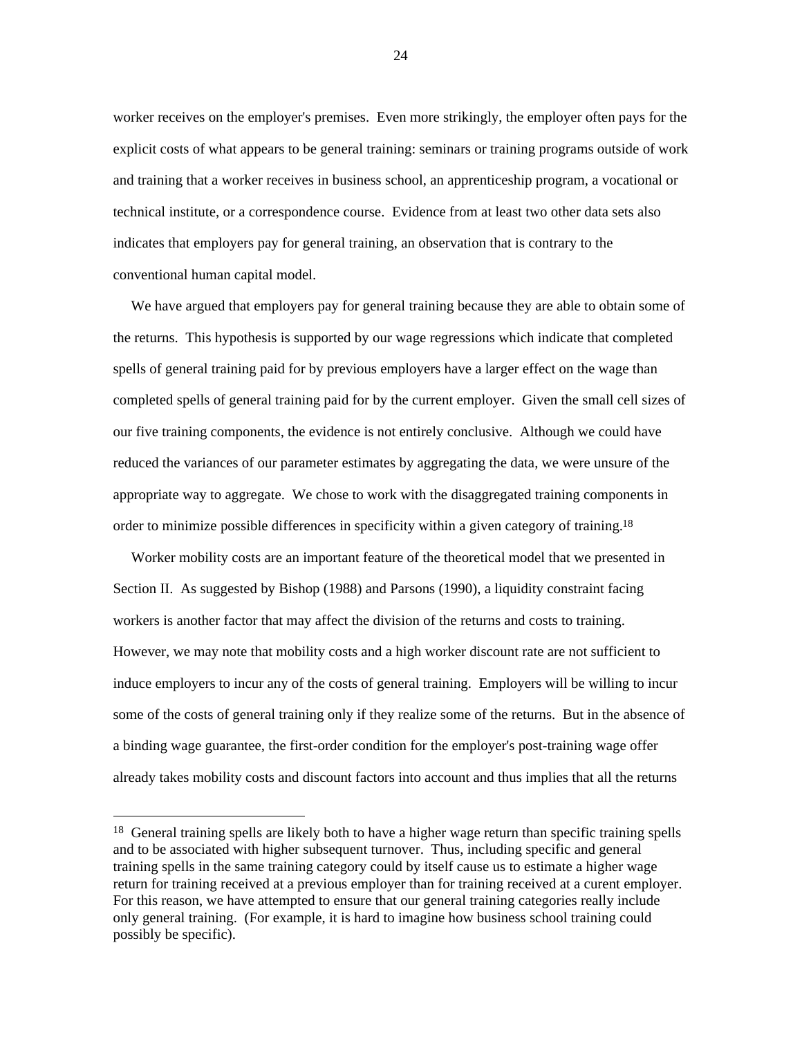worker receives on the employer's premises. Even more strikingly, the employer often pays for the explicit costs of what appears to be general training: seminars or training programs outside of work and training that a worker receives in business school, an apprenticeship program, a vocational or technical institute, or a correspondence course. Evidence from at least two other data sets also indicates that employers pay for general training, an observation that is contrary to the conventional human capital model.

We have argued that employers pay for general training because they are able to obtain some of the returns. This hypothesis is supported by our wage regressions which indicate that completed spells of general training paid for by previous employers have a larger effect on the wage than completed spells of general training paid for by the current employer. Given the small cell sizes of our five training components, the evidence is not entirely conclusive. Although we could have reduced the variances of our parameter estimates by aggregating the data, we were unsure of the appropriate way to aggregate. We chose to work with the disaggregated training components in order to minimize possible differences in specificity within a given category of training.[18]

Worker mobility costs are an important feature of the theoretical model that we presented in Section II. As suggested by Bishop (1988) and Parsons (1990), a liquidity constraint facing workers is another factor that may affect the division of the returns and costs to training. However, we may note that mobility costs and a high worker discount rate are not sufficient to induce employers to incur any of the costs of general training. Employers will be willing to incur some of the costs of general training only if they realize some of the returns. But in the absence of a binding wage guarantee, the first-order condition for the employer's post-training wage offer already takes mobility costs and discount factors into account and thus implies that all the returns

---

[18] General training spells are likely both to have a higher wage return than specific training spells and to be associated with higher subsequent turnover. Thus, including specific and general training spells in the same training category could by itself cause us to estimate a higher wage return for training received at a previous employer than for training received at a curent employer. For this reason, we have attempted to ensure that our general training categories really include only general training. (For example, it is hard to imagine how business school training could possibly be specific).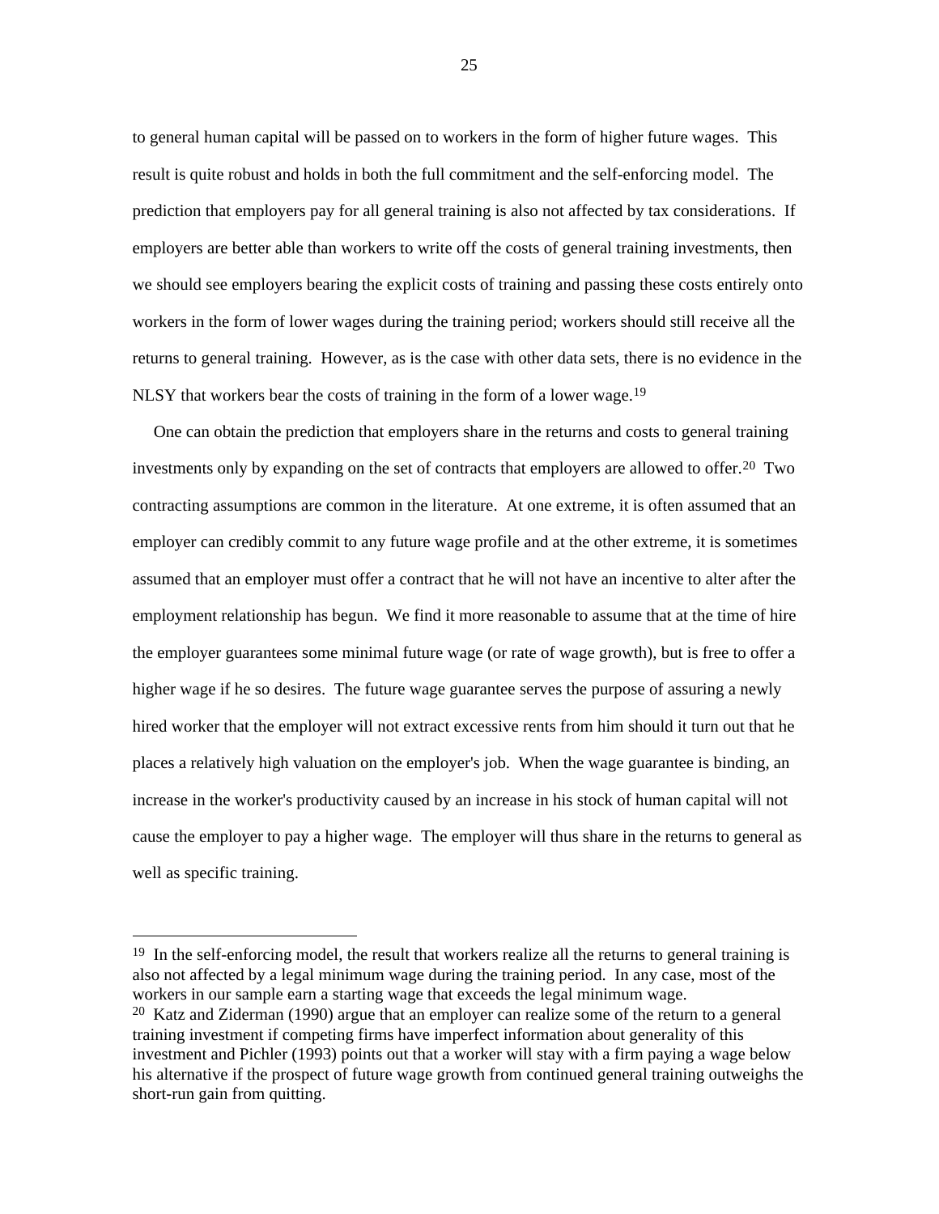to general human capital will be passed on to workers in the form of higher future wages. This result is quite robust and holds in both the full commitment and the self-enforcing model. The prediction that employers pay for all general training is also not affected by tax considerations. If employers are better able than workers to write off the costs of general training investments, then we should see employers bearing the explicit costs of training and passing these costs entirely onto workers in the form of lower wages during the training period; workers should still receive all the returns to general training. However, as is the case with other data sets, there is no evidence in the NLSY that workers bear the costs of training in the form of a lower wage.[19]

One can obtain the prediction that employers share in the returns and costs to general training investments only by expanding on the set of contracts that employers are allowed to offer.[20] Two contracting assumptions are common in the literature. At one extreme, it is often assumed that an employer can credibly commit to any future wage profile and at the other extreme, it is sometimes assumed that an employer must offer a contract that he will not have an incentive to alter after the employment relationship has begun. We find it more reasonable to assume that at the time of hire the employer guarantees some minimal future wage (or rate of wage growth), but is free to offer a higher wage if he so desires. The future wage guarantee serves the purpose of assuring a newly hired worker that the employer will not extract excessive rents from him should it turn out that he places a relatively high valuation on the employer's job. When the wage guarantee is binding, an increase in the worker's productivity caused by an increase in his stock of human capital will not cause the employer to pay a higher wage. The employer will thus share in the returns to general as well as specific training.

---

[19] In the self-enforcing model, the result that workers realize all the returns to general training is also not affected by a legal minimum wage during the training period. In any case, most of the workers in our sample earn a starting wage that exceeds the legal minimum wage.

[20] Katz and Ziderman (1990) argue that an employer can realize some of the return to a general training investment if competing firms have imperfect information about generality of this investment and Pichler (1993) points out that a worker will stay with a firm paying a wage below his alternative if the prospect of future wage growth from continued general training outweighs the short-run gain from quitting.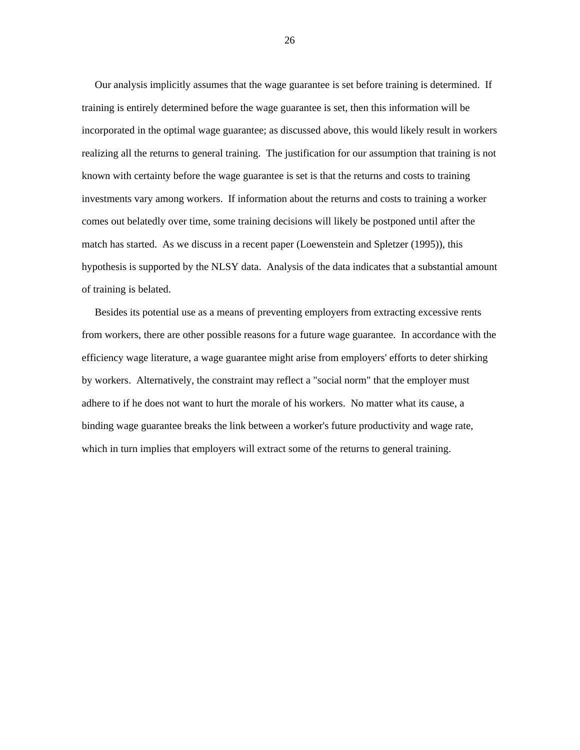Our analysis implicitly assumes that the wage guarantee is set before training is determined. If training is entirely determined before the wage guarantee is set, then this information will be incorporated in the optimal wage guarantee; as discussed above, this would likely result in workers realizing all the returns to general training. The justification for our assumption that training is not known with certainty before the wage guarantee is set is that the returns and costs to training investments vary among workers. If information about the returns and costs to training a worker comes out belatedly over time, some training decisions will likely be postponed until after the match has started. As we discuss in a recent paper (Loewenstein and Spletzer (1995)), this hypothesis is supported by the NLSY data. Analysis of the data indicates that a substantial amount of training is belated.

Besides its potential use as a means of preventing employers from extracting excessive rents from workers, there are other possible reasons for a future wage guarantee. In accordance with the efficiency wage literature, a wage guarantee might arise from employers' efforts to deter shirking by workers. Alternatively, the constraint may reflect a "social norm" that the employer must adhere to if he does not want to hurt the morale of his workers. No matter what its cause, a binding wage guarantee breaks the link between a worker's future productivity and wage rate, which in turn implies that employers will extract some of the returns to general training.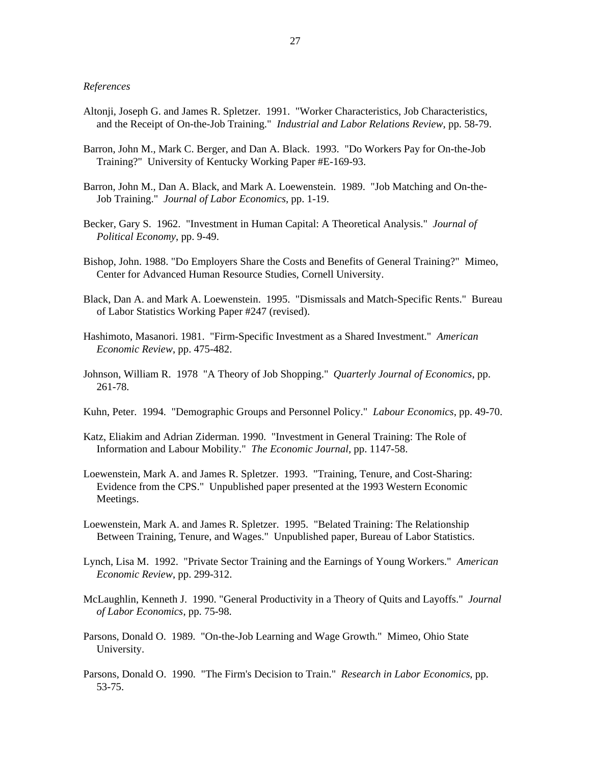*References*

Altonji, Joseph G. and James R. Spletzer. 1991. "Worker Characteristics, Job Characteristics, and the Receipt of On-the-Job Training." *Industrial and Labor Relations Review*, pp. 58-79.

Barron, John M., Mark C. Berger, and Dan A. Black. 1993. "Do Workers Pay for On-the-Job Training?" University of Kentucky Working Paper #E-169-93.

Barron, John M., Dan A. Black, and Mark A. Loewenstein. 1989. "Job Matching and On-the-Job Training." *Journal of Labor Economics*, pp. 1-19.

Becker, Gary S. 1962. "Investment in Human Capital: A Theoretical Analysis." *Journal of Political Economy*, pp. 9-49.

Bishop, John. 1988. "Do Employers Share the Costs and Benefits of General Training?" Mimeo, Center for Advanced Human Resource Studies, Cornell University.

Black, Dan A. and Mark A. Loewenstein. 1995. "Dismissals and Match-Specific Rents." Bureau of Labor Statistics Working Paper #247 (revised).

Hashimoto, Masanori. 1981. "Firm-Specific Investment as a Shared Investment." *American Economic Review*, pp. 475-482.

Johnson, William R. 1978 "A Theory of Job Shopping." *Quarterly Journal of Economics*, pp. 261-78.

Kuhn, Peter. 1994. "Demographic Groups and Personnel Policy." *Labour Economics*, pp. 49-70.

Katz, Eliakim and Adrian Ziderman. 1990. "Investment in General Training: The Role of Information and Labour Mobility." *The Economic Journal*, pp. 1147-58.

Loewenstein, Mark A. and James R. Spletzer. 1993. "Training, Tenure, and Cost-Sharing: Evidence from the CPS." Unpublished paper presented at the 1993 Western Economic Meetings.

Loewenstein, Mark A. and James R. Spletzer. 1995. "Belated Training: The Relationship Between Training, Tenure, and Wages." Unpublished paper, Bureau of Labor Statistics.

Lynch, Lisa M. 1992. "Private Sector Training and the Earnings of Young Workers." *American Economic Review*, pp. 299-312.

McLaughlin, Kenneth J. 1990. "General Productivity in a Theory of Quits and Layoffs." *Journal of Labor Economics*, pp. 75-98.

Parsons, Donald O. 1989. "On-the-Job Learning and Wage Growth." Mimeo, Ohio State University.

Parsons, Donald O. 1990. "The Firm's Decision to Train." *Research in Labor Economics*, pp. 53-75.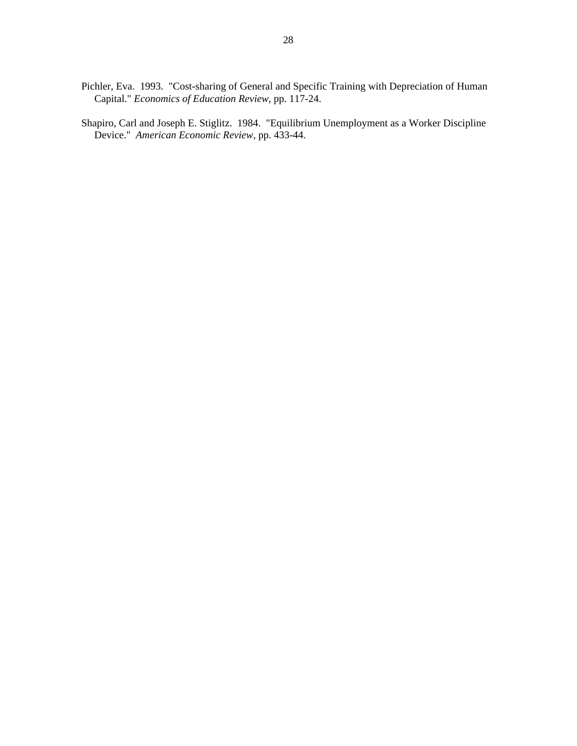Pichler, Eva. 1993. "Cost-sharing of General and Specific Training with Depreciation of Human Capital." *Economics of Education Review*, pp. 117-24.

Shapiro, Carl and Joseph E. Stiglitz. 1984. "Equilibrium Unemployment as a Worker Discipline Device." *American Economic Review*, pp. 433-44.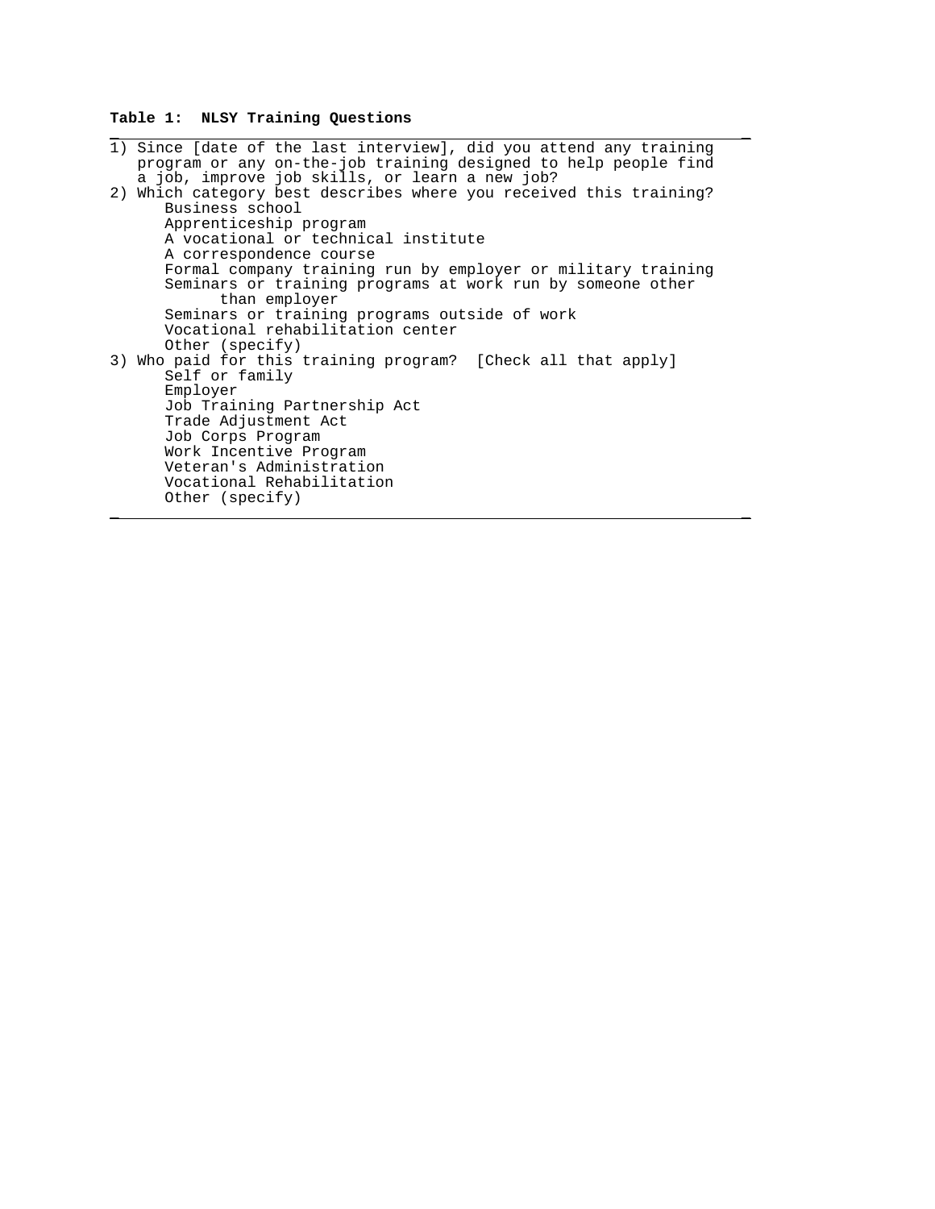**Table 1: NLSY Training Questions**

1) Since [date of the last interview], did you attend any training program or any on-the-job training designed to help people find a job, improve job skills, or learn a new job?
2) Which category best describes where you received this training?
   - Business school
   - Apprenticeship program
   - A vocational or technical institute
   - A correspondence course
   - Formal company training run by employer or military training
   - Seminars or training programs at work run by someone other than employer
   - Seminars or training programs outside of work
   - Vocational rehabilitation center
   - Other (specify)
3) Who paid for this training program? [Check all that apply]
   - Self or family
   - Employer
   - Job Training Partnership Act
   - Trade Adjustment Act
   - Job Corps Program
   - Work Incentive Program
   - Veteran's Administration
   - Vocational Rehabilitation
   - Other (specify)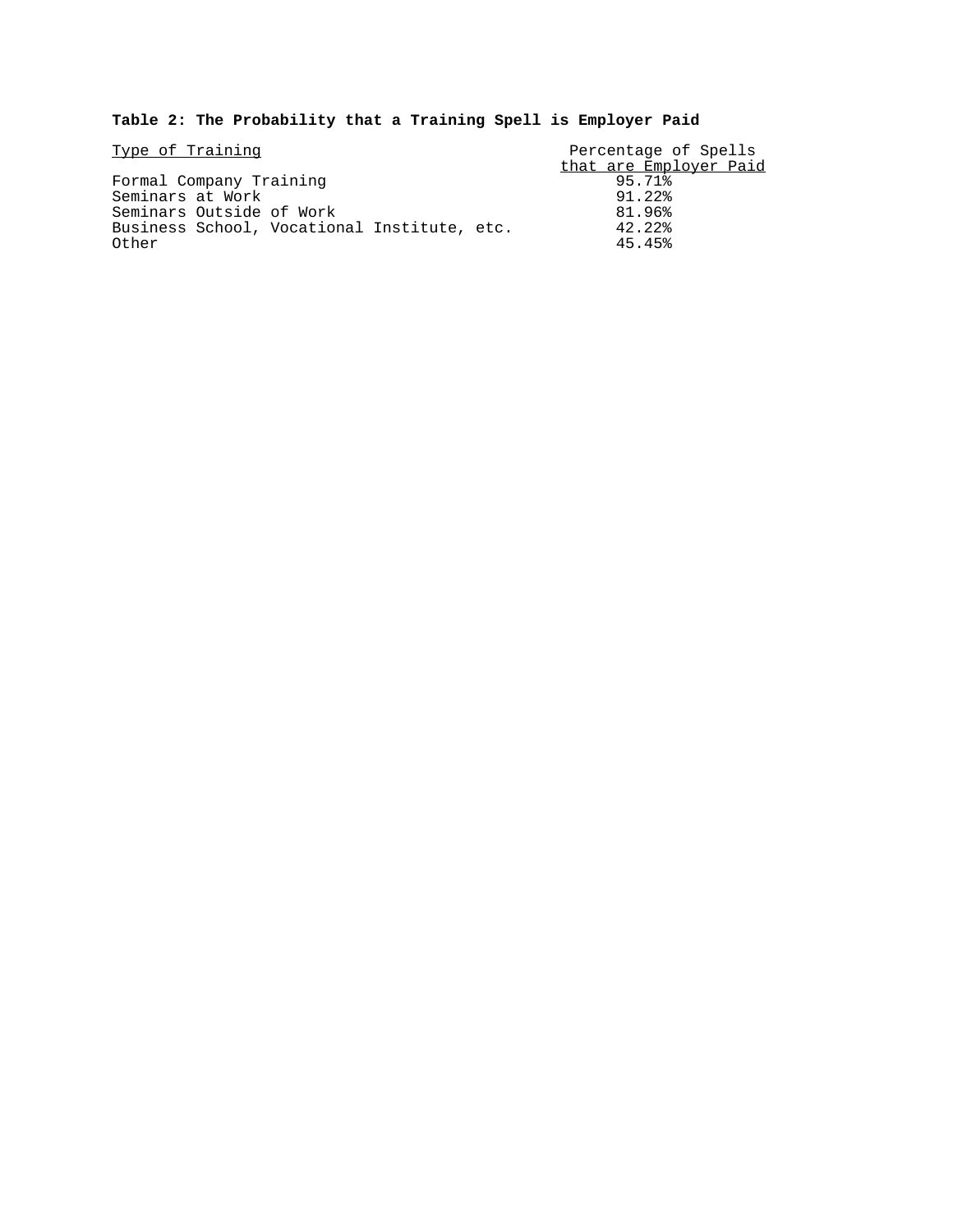**Table 2: The Probability that a Training Spell is Employer Paid**

| Type of Training | Percentage of Spells that are Employer Paid |
| --- | --- |
| Formal Company Training | 95.71% |
| Seminars at Work | 91.22% |
| Seminars Outside of Work | 81.96% |
| Business School, Vocational Institute, etc. | 42.22% |
| Other | 45.45% |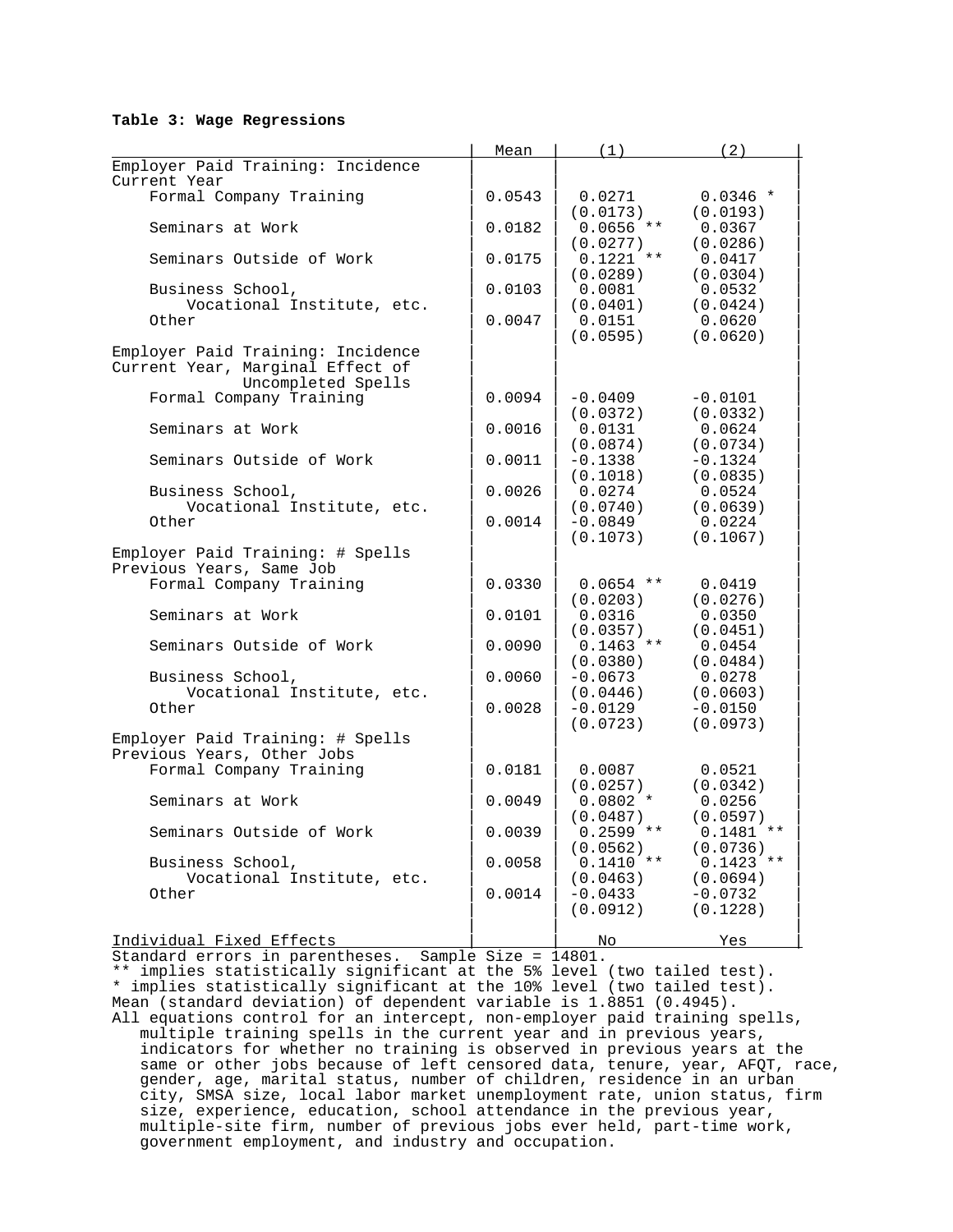**Table 3: Wage Regressions**

| | Mean | (1) | (2) |
|---|---|---|---|
| **Employer Paid Training: Incidence Current Year** | | | |
| Formal Company Training | 0.0543 | 0.0271 | 0.0346 * |
| | | (0.0173) | (0.0193) |
| Seminars at Work | 0.0182 | 0.0656 ** | 0.0367 |
| | | (0.0277) | (0.0286) |
| Seminars Outside of Work | 0.0175 | 0.1221 ** | 0.0417 |
| | | (0.0289) | (0.0304) |
| Business School, Vocational Institute, etc. | 0.0103 | 0.0081 | 0.0532 |
| | | (0.0401) | (0.0424) |
| Other | 0.0047 | 0.0151 | 0.0620 |
| | | (0.0595) | (0.0620) |
| **Employer Paid Training: Incidence Current Year, Marginal Effect of Uncompleted Spells** | | | |
| Formal Company Training | 0.0094 | -0.0409 | -0.0101 |
| | | (0.0372) | (0.0332) |
| Seminars at Work | 0.0016 | 0.0131 | 0.0624 |
| | | (0.0874) | (0.0734) |
| Seminars Outside of Work | 0.0011 | -0.1338 | -0.1324 |
| | | (0.1018) | (0.0835) |
| Business School, Vocational Institute, etc. | 0.0026 | 0.0274 | 0.0524 |
| | | (0.0740) | (0.0639) |
| Other | 0.0014 | -0.0849 | 0.0224 |
| | | (0.1073) | (0.1067) |
| **Employer Paid Training: # Spells Previous Years, Same Job** | | | |
| Formal Company Training | 0.0330 | 0.0654 ** | 0.0419 |
| | | (0.0203) | (0.0276) |
| Seminars at Work | 0.0101 | 0.0316 | 0.0350 |
| | | (0.0357) | (0.0451) |
| Seminars Outside of Work | 0.0090 | 0.1463 ** | 0.0454 |
| | | (0.0380) | (0.0484) |
| Business School, Vocational Institute, etc. | 0.0060 | -0.0673 | 0.0278 |
| | | (0.0446) | (0.0603) |
| Other | 0.0028 | -0.0129 | -0.0150 |
| | | (0.0723) | (0.0973) |
| **Employer Paid Training: # Spells Previous Years, Other Jobs** | | | |
| Formal Company Training | 0.0181 | 0.0087 | 0.0521 |
| | | (0.0257) | (0.0342) |
| Seminars at Work | 0.0049 | 0.0802 * | 0.0256 |
| | | (0.0487) | (0.0597) |
| Seminars Outside of Work | 0.0039 | 0.2599 ** | 0.1481 ** |
| | | (0.0562) | (0.0736) |
| Business School, Vocational Institute, etc. | 0.0058 | 0.1410 ** | 0.1423 ** |
| | | (0.0463) | (0.0694) |
| Other | 0.0014 | -0.0433 | -0.0732 |
| | | (0.0912) | (0.1228) |
| Individual Fixed Effects | | No | Yes |

Standard errors in parentheses. Sample Size = 14801.
** implies statistically significant at the 5% level (two tailed test).
* implies statistically significant at the 10% level (two tailed test).
Mean (standard deviation) of dependent variable is 1.8851 (0.4945).
All equations control for an intercept, non-employer paid training spells, multiple training spells in the current year and in previous years, indicators for whether no training is observed in previous years at the same or other jobs because of left censored data, tenure, year, AFQT, race, gender, age, marital status, number of children, residence in an urban city, SMSA size, local labor market unemployment rate, union status, firm size, experience, education, school attendance in the previous year, multiple-site firm, number of previous jobs ever held, part-time work, government employment, and industry and occupation.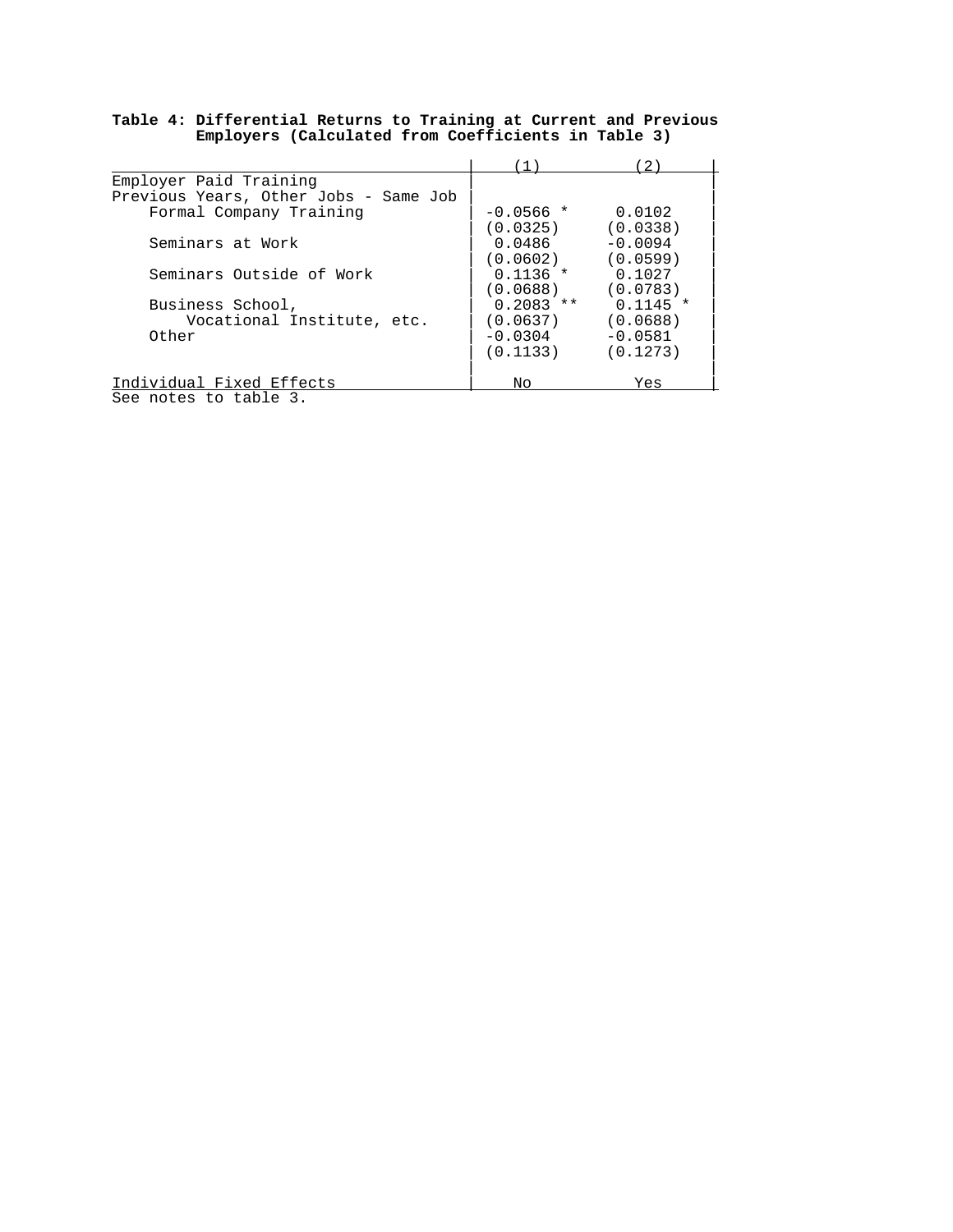**Table 4: Differential Returns to Training at Current and Previous Employers (Calculated from Coefficients in Table 3)**

| | (1) | (2) |
|---|---|---|
| Employer Paid Training | | |
| Previous Years, Other Jobs - Same Job | | |
| Formal Company Training | -0.0566 * | 0.0102 |
| | (0.0325) | (0.0338) |
| Seminars at Work | 0.0486 | -0.0094 |
| | (0.0602) | (0.0599) |
| Seminars Outside of Work | 0.1136 * | 0.1027 |
| | (0.0688) | (0.0783) |
| Business School, Vocational Institute, etc. | 0.2083 ** | 0.1145 * |
| | (0.0637) | (0.0688) |
| Other | -0.0304 | -0.0581 |
| | (0.1133) | (0.1273) |
| Individual Fixed Effects | No | Yes |

See notes to table 3.